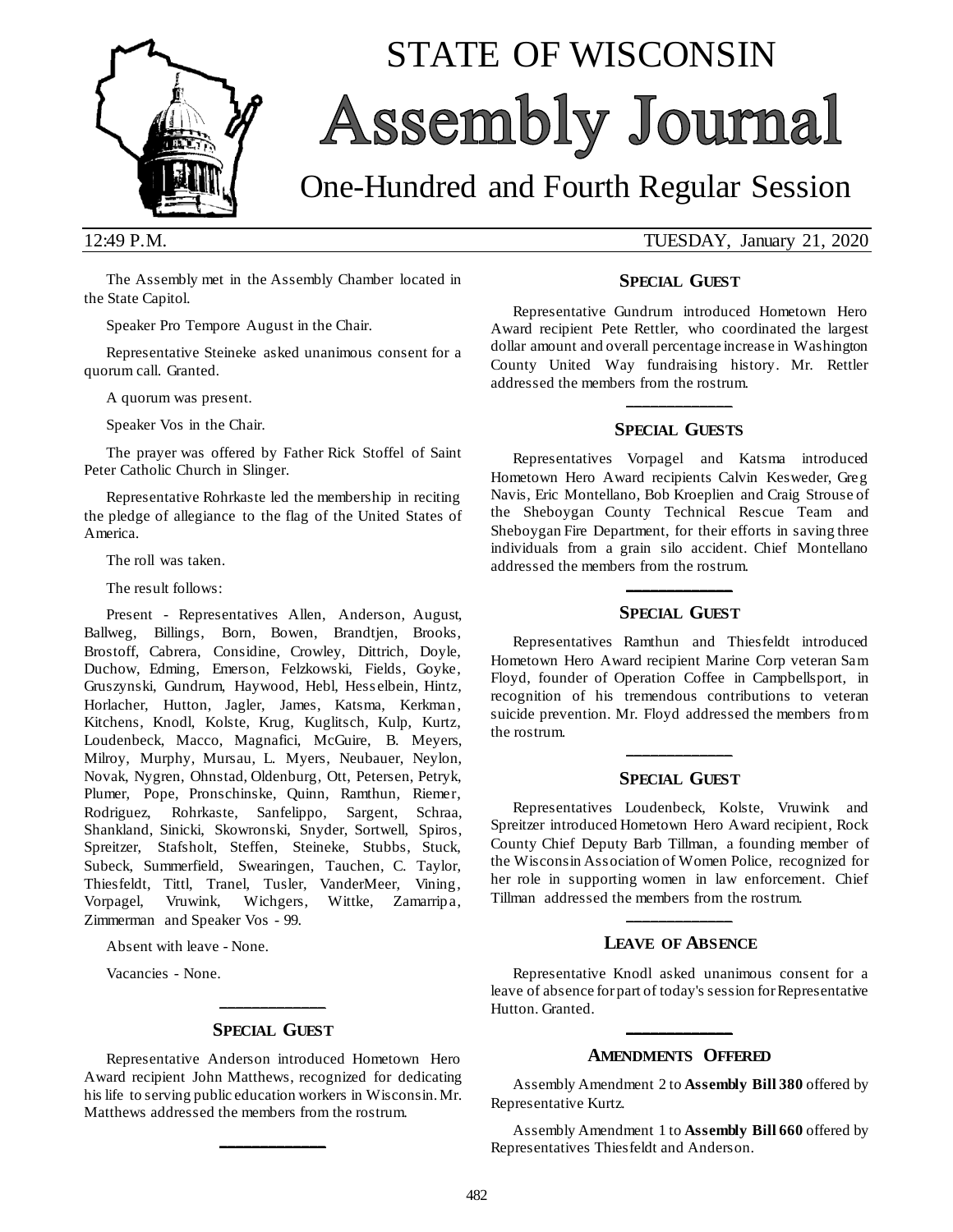# STATE OF WISCONSIN
# Assembly Journal
## One-Hundred and Fourth Regular Session

12:49 P.M. TUESDAY, January 21, 2020

The Assembly met in the Assembly Chamber located in the State Capitol.

Speaker Pro Tempore August in the Chair.

Representative Steineke asked unanimous consent for a quorum call. Granted.

A quorum was present.

Speaker Vos in the Chair.

The prayer was offered by Father Rick Stoffel of Saint Peter Catholic Church in Slinger.

Representative Rohrkaste led the membership in reciting the pledge of allegiance to the flag of the United States of America.

The roll was taken.

The result follows:

Present - Representatives Allen, Anderson, August, Ballweg, Billings, Born, Bowen, Brandtjen, Brooks, Brostoff, Cabrera, Considine, Crowley, Dittrich, Doyle, Duchow, Edming, Emerson, Felzkowski, Fields, Goyke, Gruszynski, Gundrum, Haywood, Hebl, Hesselbein, Hintz, Horlacher, Hutton, Jagler, James, Katsma, Kerkman, Kitchens, Knodl, Kolste, Krug, Kuglitsch, Kulp, Kurtz, Loudenbeck, Macco, Magnafici, McGuire, B. Meyers, Milroy, Murphy, Mursau, L. Myers, Neubauer, Neylon, Novak, Nygren, Ohnstad, Oldenburg, Ott, Petersen, Petryk, Plumer, Pope, Pronschinske, Quinn, Ramthun, Riemer, Rodriguez, Rohrkaste, Sanfelippo, Sargent, Schraa, Shankland, Sinicki, Skowronski, Snyder, Sortwell, Spiros, Spreitzer, Stafsholt, Steffen, Steineke, Stubbs, Stuck, Subeck, Summerfield, Swearingen, Tauchen, C. Taylor, Thiesfeldt, Tittl, Tranel, Tusler, VanderMeer, Vining, Vorpagel, Vruwink, Wichgers, Wittke, Zamarripa, Zimmerman and Speaker Vos - 99.

Absent with leave - None.

Vacancies - None.

---

### SPECIAL GUEST

Representative Anderson introduced Hometown Hero Award recipient John Matthews, recognized for dedicating his life to serving public education workers in Wisconsin. Mr. Matthews addressed the members from the rostrum.

---

### SPECIAL GUEST

Representative Gundrum introduced Hometown Hero Award recipient Pete Rettler, who coordinated the largest dollar amount and overall percentage increase in Washington County United Way fundraising history. Mr. Rettler addressed the members from the rostrum.

---

### SPECIAL GUESTS

Representatives Vorpagel and Katsma introduced Hometown Hero Award recipients Calvin Kesweder, Greg Navis, Eric Montellano, Bob Kroeplien and Craig Strouse of the Sheboygan County Technical Rescue Team and Sheboygan Fire Department, for their efforts in saving three individuals from a grain silo accident. Chief Montellano addressed the members from the rostrum.

---

### SPECIAL GUEST

Representatives Ramthun and Thiesfeldt introduced Hometown Hero Award recipient Marine Corp veteran Sam Floyd, founder of Operation Coffee in Campbellsport, in recognition of his tremendous contributions to veteran suicide prevention. Mr. Floyd addressed the members from the rostrum.

---

### SPECIAL GUEST

Representatives Loudenbeck, Kolste, Vruwink and Spreitzer introduced Hometown Hero Award recipient, Rock County Chief Deputy Barb Tillman, a founding member of the Wisconsin Association of Women Police, recognized for her role in supporting women in law enforcement. Chief Tillman addressed the members from the rostrum.

---

### LEAVE OF ABSENCE

Representative Knodl asked unanimous consent for a leave of absence for part of today's session for Representative Hutton. Granted.

---

### AMENDMENTS OFFERED

Assembly Amendment 2 to **Assembly Bill 380** offered by Representative Kurtz.

Assembly Amendment 1 to **Assembly Bill 660** offered by Representatives Thiesfeldt and Anderson.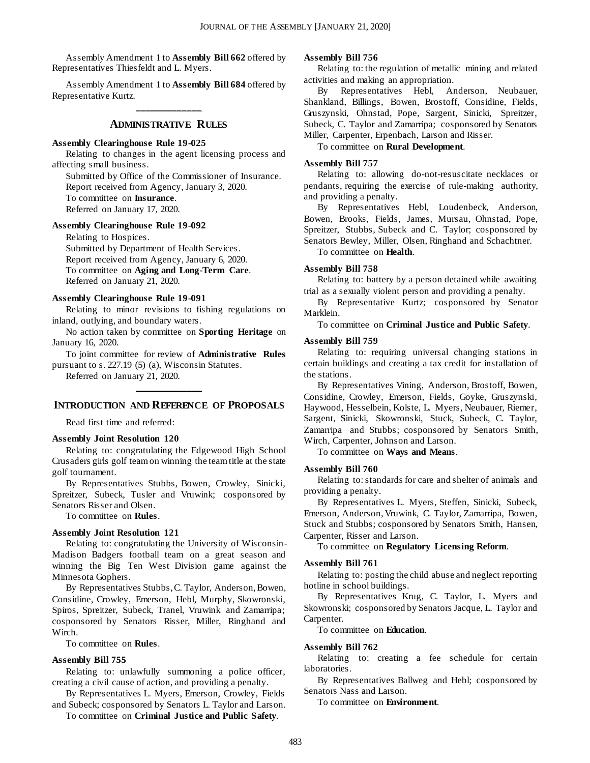Assembly Amendment 1 to **Assembly Bill 662** offered by Representatives Thiesfeldt and L. Myers.

Assembly Amendment 1 to **Assembly Bill 684** offered by Representative Kurtz.

## ADMINISTRATIVE RULES

**Assembly Clearinghouse Rule 19-025**

Relating to changes in the agent licensing process and affecting small business.

Submitted by Office of the Commissioner of Insurance.

Report received from Agency, January 3, 2020.

To committee on **Insurance**.

Referred on January 17, 2020.

**Assembly Clearinghouse Rule 19-092**

Relating to Hospices.

Submitted by Department of Health Services.

Report received from Agency, January 6, 2020.

To committee on **Aging and Long-Term Care**.

Referred on January 21, 2020.

**Assembly Clearinghouse Rule 19-091**

Relating to minor revisions to fishing regulations on inland, outlying, and boundary waters.

No action taken by committee on **Sporting Heritage** on January 16, 2020.

To joint committee for review of **Administrative Rules** pursuant to s. 227.19 (5) (a), Wisconsin Statutes.

Referred on January 21, 2020.

## INTRODUCTION AND REFERENCE OF PROPOSALS

Read first time and referred:

**Assembly Joint Resolution 120**

Relating to: congratulating the Edgewood High School Crusaders girls golf team on winning the team title at the state golf tournament.

By Representatives Stubbs, Bowen, Crowley, Sinicki, Spreitzer, Subeck, Tusler and Vruwink; cosponsored by Senators Risser and Olsen.

To committee on **Rules**.

**Assembly Joint Resolution 121**

Relating to: congratulating the University of Wisconsin-Madison Badgers football team on a great season and winning the Big Ten West Division game against the Minnesota Gophers.

By Representatives Stubbs, C. Taylor, Anderson, Bowen, Considine, Crowley, Emerson, Hebl, Murphy, Skowronski, Spiros, Spreitzer, Subeck, Tranel, Vruwink and Zamarripa; cosponsored by Senators Risser, Miller, Ringhand and Wirch.

To committee on **Rules**.

**Assembly Bill 755**

Relating to: unlawfully summoning a police officer, creating a civil cause of action, and providing a penalty.

By Representatives L. Myers, Emerson, Crowley, Fields and Subeck; cosponsored by Senators L. Taylor and Larson.

To committee on **Criminal Justice and Public Safety**.

**Assembly Bill 756**

Relating to: the regulation of metallic mining and related activities and making an appropriation.

By Representatives Hebl, Anderson, Neubauer, Shankland, Billings, Bowen, Brostoff, Considine, Fields, Gruszynski, Ohnstad, Pope, Sargent, Sinicki, Spreitzer, Subeck, C. Taylor and Zamarripa; cosponsored by Senators Miller, Carpenter, Erpenbach, Larson and Risser.

To committee on **Rural Development**.

**Assembly Bill 757**

Relating to: allowing do-not-resuscitate necklaces or pendants, requiring the exercise of rule-making authority, and providing a penalty.

By Representatives Hebl, Loudenbeck, Anderson, Bowen, Brooks, Fields, James, Mursau, Ohnstad, Pope, Spreitzer, Stubbs, Subeck and C. Taylor; cosponsored by Senators Bewley, Miller, Olsen, Ringhand and Schachtner.

To committee on **Health**.

**Assembly Bill 758**

Relating to: battery by a person detained while awaiting trial as a sexually violent person and providing a penalty.

By Representative Kurtz; cosponsored by Senator Marklein.

To committee on **Criminal Justice and Public Safety**.

**Assembly Bill 759**

Relating to: requiring universal changing stations in certain buildings and creating a tax credit for installation of the stations.

By Representatives Vining, Anderson, Brostoff, Bowen, Considine, Crowley, Emerson, Fields, Goyke, Gruszynski, Haywood, Hesselbein, Kolste, L. Myers, Neubauer, Riemer, Sargent, Sinicki, Skowronski, Stuck, Subeck, C. Taylor, Zamarripa and Stubbs; cosponsored by Senators Smith, Wirch, Carpenter, Johnson and Larson.

To committee on **Ways and Means**.

**Assembly Bill 760**

Relating to: standards for care and shelter of animals and providing a penalty.

By Representatives L. Myers, Steffen, Sinicki, Subeck, Emerson, Anderson, Vruwink, C. Taylor, Zamarripa, Bowen, Stuck and Stubbs; cosponsored by Senators Smith, Hansen, Carpenter, Risser and Larson.

To committee on **Regulatory Licensing Reform**.

**Assembly Bill 761**

Relating to: posting the child abuse and neglect reporting hotline in school buildings.

By Representatives Krug, C. Taylor, L. Myers and Skowronski; cosponsored by Senators Jacque, L. Taylor and Carpenter.

To committee on **Education**.

**Assembly Bill 762**

Relating to: creating a fee schedule for certain laboratories.

By Representatives Ballweg and Hebl; cosponsored by Senators Nass and Larson.

To committee on **Environment**.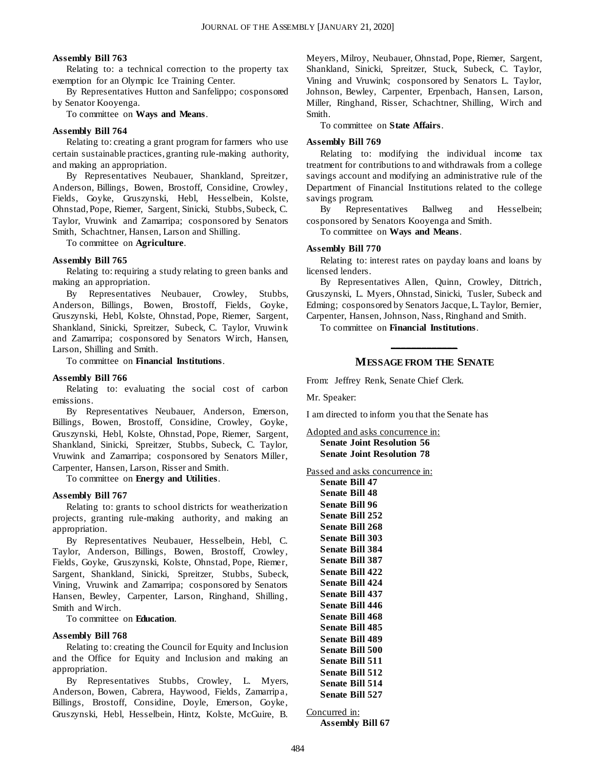**Assembly Bill 763**

Relating to: a technical correction to the property tax exemption for an Olympic Ice Training Center.

By Representatives Hutton and Sanfelippo; cosponsored by Senator Kooyenga.

To committee on **Ways and Means**.

**Assembly Bill 764**

Relating to: creating a grant program for farmers who use certain sustainable practices, granting rule-making authority, and making an appropriation.

By Representatives Neubauer, Shankland, Spreitzer, Anderson, Billings, Bowen, Brostoff, Considine, Crowley, Fields, Goyke, Gruszynski, Hebl, Hesselbein, Kolste, Ohnstad, Pope, Riemer, Sargent, Sinicki, Stubbs, Subeck, C. Taylor, Vruwink and Zamarripa; cosponsored by Senators Smith, Schachtner, Hansen, Larson and Shilling.

To committee on **Agriculture**.

**Assembly Bill 765**

Relating to: requiring a study relating to green banks and making an appropriation.

By Representatives Neubauer, Crowley, Stubbs, Anderson, Billings, Bowen, Brostoff, Fields, Goyke, Gruszynski, Hebl, Kolste, Ohnstad, Pope, Riemer, Sargent, Shankland, Sinicki, Spreitzer, Subeck, C. Taylor, Vruwink and Zamarripa; cosponsored by Senators Wirch, Hansen, Larson, Shilling and Smith.

To committee on **Financial Institutions**.

**Assembly Bill 766**

Relating to: evaluating the social cost of carbon emissions.

By Representatives Neubauer, Anderson, Emerson, Billings, Bowen, Brostoff, Considine, Crowley, Goyke, Gruszynski, Hebl, Kolste, Ohnstad, Pope, Riemer, Sargent, Shankland, Sinicki, Spreitzer, Stubbs, Subeck, C. Taylor, Vruwink and Zamarripa; cosponsored by Senators Miller, Carpenter, Hansen, Larson, Risser and Smith.

To committee on **Energy and Utilities**.

**Assembly Bill 767**

Relating to: grants to school districts for weatherization projects, granting rule-making authority, and making an appropriation.

By Representatives Neubauer, Hesselbein, Hebl, C. Taylor, Anderson, Billings, Bowen, Brostoff, Crowley, Fields, Goyke, Gruszynski, Kolste, Ohnstad, Pope, Riemer, Sargent, Shankland, Sinicki, Spreitzer, Stubbs, Subeck, Vining, Vruwink and Zamarripa; cosponsored by Senators Hansen, Bewley, Carpenter, Larson, Ringhand, Shilling, Smith and Wirch.

To committee on **Education**.

**Assembly Bill 768**

Relating to: creating the Council for Equity and Inclusion and the Office for Equity and Inclusion and making an appropriation.

By Representatives Stubbs, Crowley, L. Myers, Anderson, Bowen, Cabrera, Haywood, Fields, Zamarripa, Billings, Brostoff, Considine, Doyle, Emerson, Goyke, Gruszynski, Hebl, Hesselbein, Hintz, Kolste, McGuire, B. Meyers, Milroy, Neubauer, Ohnstad, Pope, Riemer, Sargent, Shankland, Sinicki, Spreitzer, Stuck, Subeck, C. Taylor, Vining and Vruwink; cosponsored by Senators L. Taylor, Johnson, Bewley, Carpenter, Erpenbach, Hansen, Larson, Miller, Ringhand, Risser, Schachtner, Shilling, Wirch and Smith.

To committee on **State Affairs**.

**Assembly Bill 769**

Relating to: modifying the individual income tax treatment for contributions to and withdrawals from a college savings account and modifying an administrative rule of the Department of Financial Institutions related to the college savings program.

By Representatives Ballweg and Hesselbein; cosponsored by Senators Kooyenga and Smith.

To committee on **Ways and Means**.

**Assembly Bill 770**

Relating to: interest rates on payday loans and loans by licensed lenders.

By Representatives Allen, Quinn, Crowley, Dittrich, Gruszynski, L. Myers, Ohnstad, Sinicki, Tusler, Subeck and Edming; cosponsored by Senators Jacque, L. Taylor, Bernier, Carpenter, Hansen, Johnson, Nass, Ringhand and Smith.

To committee on **Financial Institutions**.

## MESSAGE FROM THE SENATE

From: Jeffrey Renk, Senate Chief Clerk.

Mr. Speaker:

I am directed to inform you that the Senate has

Adopted and asks concurrence in:

**Senate Joint Resolution 56**
**Senate Joint Resolution 78**

Passed and asks concurrence in:

**Senate Bill 47**
**Senate Bill 48**
**Senate Bill 96**
**Senate Bill 252**
**Senate Bill 268**
**Senate Bill 303**
**Senate Bill 384**
**Senate Bill 387**
**Senate Bill 422**
**Senate Bill 424**
**Senate Bill 437**
**Senate Bill 446**
**Senate Bill 468**
**Senate Bill 485**
**Senate Bill 489**
**Senate Bill 500**
**Senate Bill 511**
**Senate Bill 512**
**Senate Bill 514**
**Senate Bill 527**

Concurred in:

**Assembly Bill 67**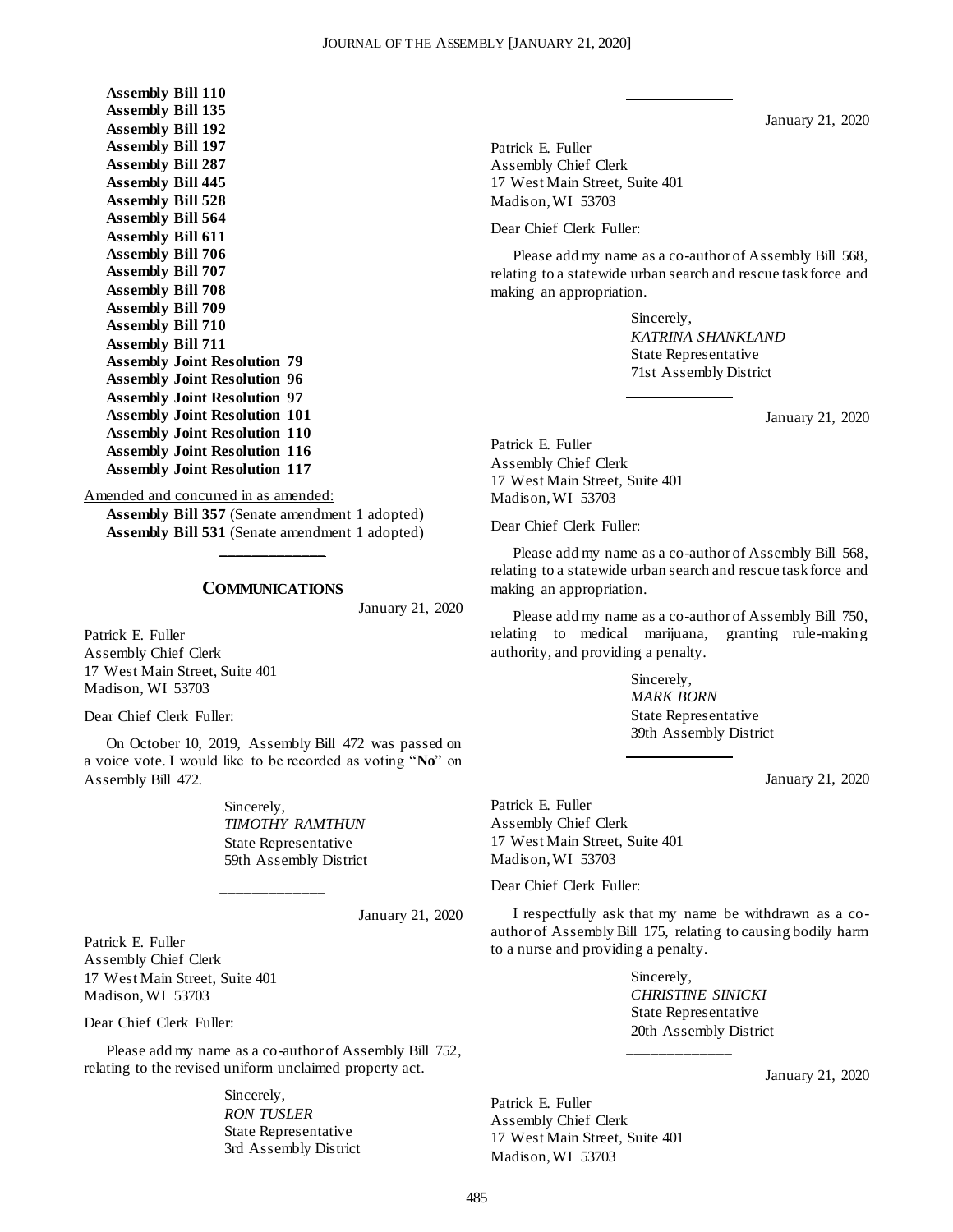**Assembly Bill 110**
**Assembly Bill 135**
**Assembly Bill 192**
**Assembly Bill 197**
**Assembly Bill 287**
**Assembly Bill 445**
**Assembly Bill 528**
**Assembly Bill 564**
**Assembly Bill 611**
**Assembly Bill 706**
**Assembly Bill 707**
**Assembly Bill 708**
**Assembly Bill 709**
**Assembly Bill 710**
**Assembly Bill 711**
**Assembly Joint Resolution 79**
**Assembly Joint Resolution 96**
**Assembly Joint Resolution 97**
**Assembly Joint Resolution 101**
**Assembly Joint Resolution 110**
**Assembly Joint Resolution 116**
**Assembly Joint Resolution 117**

Amended and concurred in as amended:

**Assembly Bill 357** (Senate amendment 1 adopted)
**Assembly Bill 531** (Senate amendment 1 adopted)

## COMMUNICATIONS

January 21, 2020

Patrick E. Fuller
Assembly Chief Clerk
17 West Main Street, Suite 401
Madison, WI 53703

Dear Chief Clerk Fuller:

On October 10, 2019, Assembly Bill 472 was passed on a voice vote. I would like to be recorded as voting "**No**" on Assembly Bill 472.

Sincerely,
*TIMOTHY RAMTHUN*
State Representative
59th Assembly District

January 21, 2020

Patrick E. Fuller
Assembly Chief Clerk
17 West Main Street, Suite 401
Madison, WI 53703

Dear Chief Clerk Fuller:

Please add my name as a co-author of Assembly Bill 752, relating to the revised uniform unclaimed property act.

Sincerely,
*RON TUSLER*
State Representative
3rd Assembly District

January 21, 2020

Patrick E. Fuller
Assembly Chief Clerk
17 West Main Street, Suite 401
Madison, WI 53703

Dear Chief Clerk Fuller:

Please add my name as a co-author of Assembly Bill 568, relating to a statewide urban search and rescue task force and making an appropriation.

Sincerely,
*KATRINA SHANKLAND*
State Representative
71st Assembly District

January 21, 2020

Patrick E. Fuller
Assembly Chief Clerk
17 West Main Street, Suite 401
Madison, WI 53703

Dear Chief Clerk Fuller:

Please add my name as a co-author of Assembly Bill 568, relating to a statewide urban search and rescue task force and making an appropriation.

Please add my name as a co-author of Assembly Bill 750, relating to medical marijuana, granting rule-making authority, and providing a penalty.

Sincerely,
*MARK BORN*
State Representative
39th Assembly District

January 21, 2020

Patrick E. Fuller
Assembly Chief Clerk
17 West Main Street, Suite 401
Madison, WI 53703

Dear Chief Clerk Fuller:

I respectfully ask that my name be withdrawn as a co-author of Assembly Bill 175, relating to causing bodily harm to a nurse and providing a penalty.

Sincerely,
*CHRISTINE SINICKI*
State Representative
20th Assembly District

January 21, 2020

Patrick E. Fuller
Assembly Chief Clerk
17 West Main Street, Suite 401
Madison, WI 53703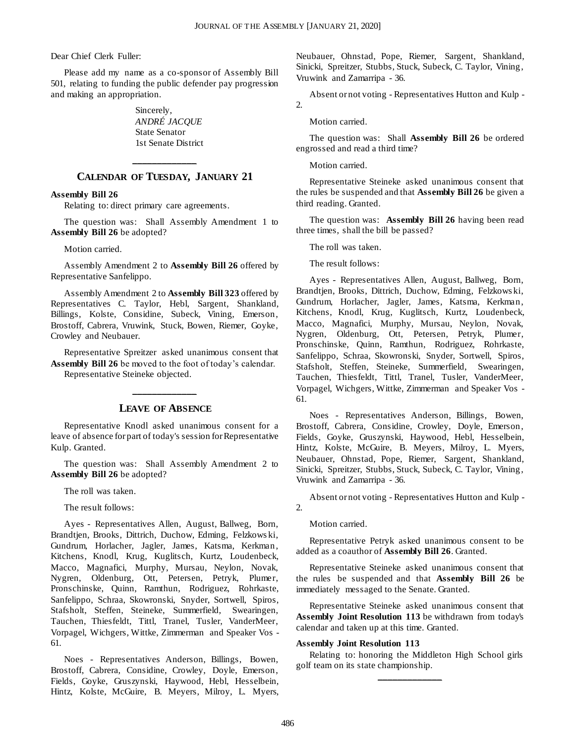Dear Chief Clerk Fuller:

Please add my name as a co-sponsor of Assembly Bill 501, relating to funding the public defender pay progression and making an appropriation.

Sincerely,
*ANDRÉ JACQUE*
State Senator
1st Senate District

---

## CALENDAR OF TUESDAY, JANUARY 21

**Assembly Bill 26**

Relating to: direct primary care agreements.

The question was: Shall Assembly Amendment 1 to **Assembly Bill 26** be adopted?

Motion carried.

Assembly Amendment 2 to **Assembly Bill 26** offered by Representative Sanfelippo.

Assembly Amendment 2 to **Assembly Bill 323** offered by Representatives C. Taylor, Hebl, Sargent, Shankland, Billings, Kolste, Considine, Subeck, Vining, Emerson, Brostoff, Cabrera, Vruwink, Stuck, Bowen, Riemer, Goyke, Crowley and Neubauer.

Representative Spreitzer asked unanimous consent that **Assembly Bill 26** be moved to the foot of today's calendar.
Representative Steineke objected.

---

## LEAVE OF ABSENCE

Representative Knodl asked unanimous consent for a leave of absence for part of today's session for Representative Kulp. Granted.

The question was: Shall Assembly Amendment 2 to **Assembly Bill 26** be adopted?

The roll was taken.

The result follows:

Ayes - Representatives Allen, August, Ballweg, Born, Brandtjen, Brooks, Dittrich, Duchow, Edming, Felzkowski, Gundrum, Horlacher, Jagler, James, Katsma, Kerkman, Kitchens, Knodl, Krug, Kuglitsch, Kurtz, Loudenbeck, Macco, Magnafici, Murphy, Mursau, Neylon, Novak, Nygren, Oldenburg, Ott, Petersen, Petryk, Plumer, Pronschinske, Quinn, Ramthun, Rodriguez, Rohrkaste, Sanfelippo, Schraa, Skowronski, Snyder, Sortwell, Spiros, Stafsholt, Steffen, Steineke, Summerfield, Swearingen, Tauchen, Thiesfeldt, Tittl, Tranel, Tusler, VanderMeer, Vorpagel, Wichgers, Wittke, Zimmerman and Speaker Vos - 61.

Noes - Representatives Anderson, Billings, Bowen, Brostoff, Cabrera, Considine, Crowley, Doyle, Emerson, Fields, Goyke, Gruszynski, Haywood, Hebl, Hesselbein, Hintz, Kolste, McGuire, B. Meyers, Milroy, L. Myers, Neubauer, Ohnstad, Pope, Riemer, Sargent, Shankland, Sinicki, Spreitzer, Stubbs, Stuck, Subeck, C. Taylor, Vining, Vruwink and Zamarripa - 36.

Absent or not voting - Representatives Hutton and Kulp - 2.

Motion carried.

The question was: Shall **Assembly Bill 26** be ordered engrossed and read a third time?

Motion carried.

Representative Steineke asked unanimous consent that the rules be suspended and that **Assembly Bill 26** be given a third reading. Granted.

The question was: **Assembly Bill 26** having been read three times, shall the bill be passed?

The roll was taken.

The result follows:

Ayes - Representatives Allen, August, Ballweg, Born, Brandtjen, Brooks, Dittrich, Duchow, Edming, Felzkowski, Gundrum, Horlacher, Jagler, James, Katsma, Kerkman, Kitchens, Knodl, Krug, Kuglitsch, Kurtz, Loudenbeck, Macco, Magnafici, Murphy, Mursau, Neylon, Novak, Nygren, Oldenburg, Ott, Petersen, Petryk, Plumer, Pronschinske, Quinn, Ramthun, Rodriguez, Rohrkaste, Sanfelippo, Schraa, Skowronski, Snyder, Sortwell, Spiros, Stafsholt, Steffen, Steineke, Summerfield, Swearingen, Tauchen, Thiesfeldt, Tittl, Tranel, Tusler, VanderMeer, Vorpagel, Wichgers, Wittke, Zimmerman and Speaker Vos - 61.

Noes - Representatives Anderson, Billings, Bowen, Brostoff, Cabrera, Considine, Crowley, Doyle, Emerson, Fields, Goyke, Gruszynski, Haywood, Hebl, Hesselbein, Hintz, Kolste, McGuire, B. Meyers, Milroy, L. Myers, Neubauer, Ohnstad, Pope, Riemer, Sargent, Shankland, Sinicki, Spreitzer, Stubbs, Stuck, Subeck, C. Taylor, Vining, Vruwink and Zamarripa - 36.

Absent or not voting - Representatives Hutton and Kulp - 2.

Motion carried.

Representative Petryk asked unanimous consent to be added as a coauthor of **Assembly Bill 26**. Granted.

Representative Steineke asked unanimous consent that the rules be suspended and that **Assembly Bill 26** be immediately messaged to the Senate. Granted.

Representative Steineke asked unanimous consent that **Assembly Joint Resolution 113** be withdrawn from today's calendar and taken up at this time. Granted.

**Assembly Joint Resolution 113**

Relating to: honoring the Middleton High School girls golf team on its state championship.

---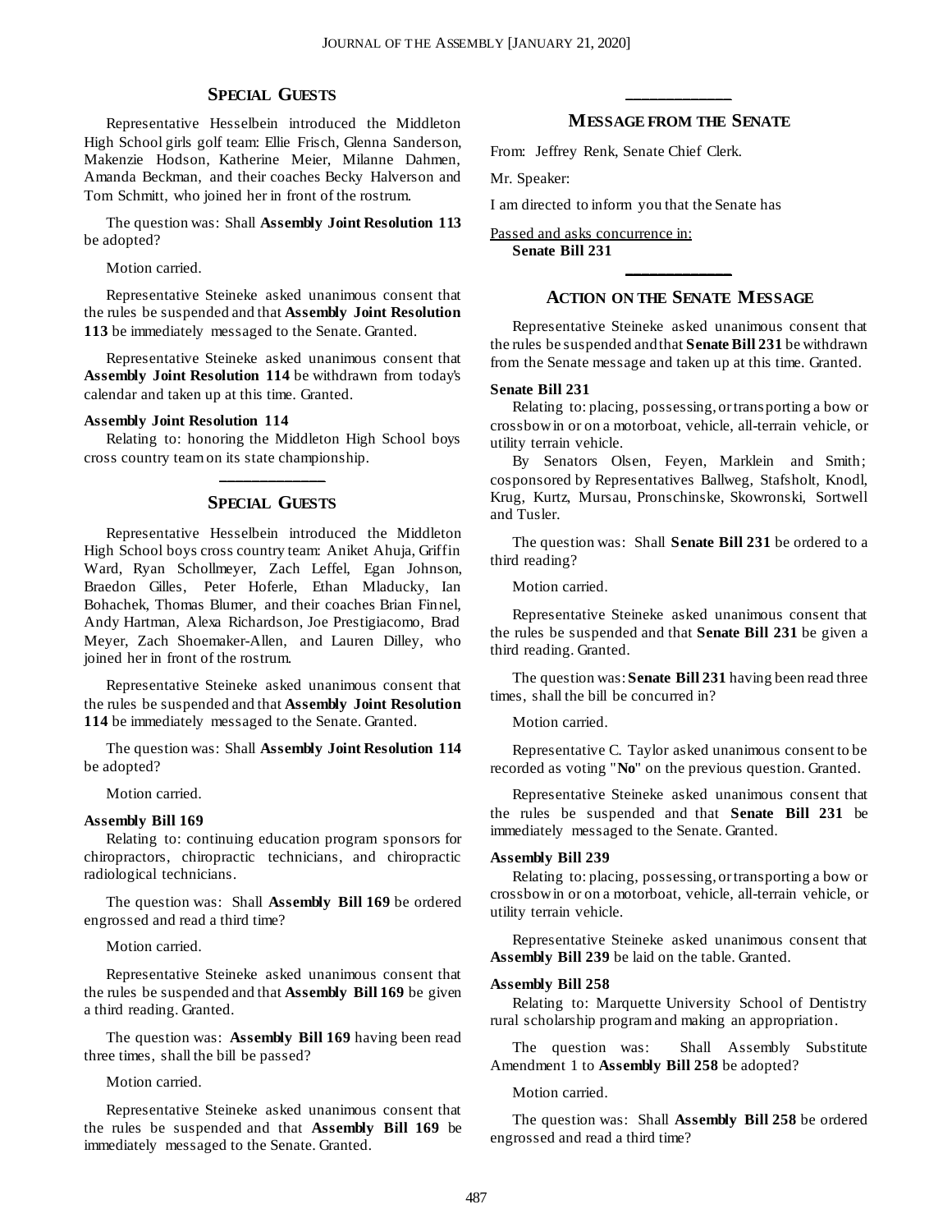## Special Guests

Representative Hesselbein introduced the Middleton High School girls golf team: Ellie Frisch, Glenna Sanderson, Makenzie Hodson, Katherine Meier, Milanne Dahmen, Amanda Beckman, and their coaches Becky Halverson and Tom Schmitt, who joined her in front of the rostrum.

The question was: Shall **Assembly Joint Resolution 113** be adopted?

Motion carried.

Representative Steineke asked unanimous consent that the rules be suspended and that **Assembly Joint Resolution 113** be immediately messaged to the Senate. Granted.

Representative Steineke asked unanimous consent that **Assembly Joint Resolution 114** be withdrawn from today's calendar and taken up at this time. Granted.

**Assembly Joint Resolution 114**

Relating to: honoring the Middleton High School boys cross country team on its state championship.

## Special Guests

Representative Hesselbein introduced the Middleton High School boys cross country team: Aniket Ahuja, Griffin Ward, Ryan Schollmeyer, Zach Leffel, Egan Johnson, Braedon Gilles, Peter Hoferle, Ethan Mladucky, Ian Bohachek, Thomas Blumer, and their coaches Brian Finnel, Andy Hartman, Alexa Richardson, Joe Prestigiacomo, Brad Meyer, Zach Shoemaker-Allen, and Lauren Dilley, who joined her in front of the rostrum.

Representative Steineke asked unanimous consent that the rules be suspended and that **Assembly Joint Resolution 114** be immediately messaged to the Senate. Granted.

The question was: Shall **Assembly Joint Resolution 114** be adopted?

Motion carried.

**Assembly Bill 169**

Relating to: continuing education program sponsors for chiropractors, chiropractic technicians, and chiropractic radiological technicians.

The question was: Shall **Assembly Bill 169** be ordered engrossed and read a third time?

Motion carried.

Representative Steineke asked unanimous consent that the rules be suspended and that **Assembly Bill 169** be given a third reading. Granted.

The question was: **Assembly Bill 169** having been read three times, shall the bill be passed?

Motion carried.

Representative Steineke asked unanimous consent that the rules be suspended and that **Assembly Bill 169** be immediately messaged to the Senate. Granted.

## Message from the Senate

From: Jeffrey Renk, Senate Chief Clerk.

Mr. Speaker:

I am directed to inform you that the Senate has

Passed and asks concurrence in:

**Senate Bill 231**

## Action on the Senate Message

Representative Steineke asked unanimous consent that the rules be suspended and that **Senate Bill 231** be withdrawn from the Senate message and taken up at this time. Granted.

**Senate Bill 231**

Relating to: placing, possessing, or transporting a bow or crossbow in or on a motorboat, vehicle, all-terrain vehicle, or utility terrain vehicle.

By Senators Olsen, Feyen, Marklein and Smith; cosponsored by Representatives Ballweg, Stafsholt, Knodl, Krug, Kurtz, Mursau, Pronschinske, Skowronski, Sortwell and Tusler.

The question was: Shall **Senate Bill 231** be ordered to a third reading?

Motion carried.

Representative Steineke asked unanimous consent that the rules be suspended and that **Senate Bill 231** be given a third reading. Granted.

The question was: **Senate Bill 231** having been read three times, shall the bill be concurred in?

Motion carried.

Representative C. Taylor asked unanimous consent to be recorded as voting "**No**" on the previous question. Granted.

Representative Steineke asked unanimous consent that the rules be suspended and that **Senate Bill 231** be immediately messaged to the Senate. Granted.

**Assembly Bill 239**

Relating to: placing, possessing, or transporting a bow or crossbow in or on a motorboat, vehicle, all-terrain vehicle, or utility terrain vehicle.

Representative Steineke asked unanimous consent that **Assembly Bill 239** be laid on the table. Granted.

**Assembly Bill 258**

Relating to: Marquette University School of Dentistry rural scholarship program and making an appropriation.

The question was: Shall Assembly Substitute Amendment 1 to **Assembly Bill 258** be adopted?

Motion carried.

The question was: Shall **Assembly Bill 258** be ordered engrossed and read a third time?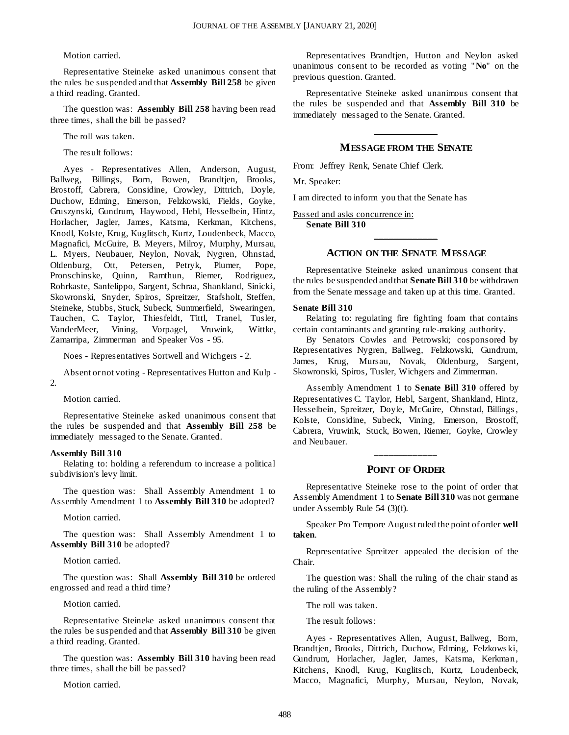Motion carried.

Representative Steineke asked unanimous consent that the rules be suspended and that **Assembly Bill 258** be given a third reading. Granted.

The question was: **Assembly Bill 258** having been read three times, shall the bill be passed?

The roll was taken.

The result follows:

Ayes - Representatives Allen, Anderson, August, Ballweg, Billings, Born, Bowen, Brandtjen, Brooks, Brostoff, Cabrera, Considine, Crowley, Dittrich, Doyle, Duchow, Edming, Emerson, Felzkowski, Fields, Goyke, Gruszynski, Gundrum, Haywood, Hebl, Hesselbein, Hintz, Horlacher, Jagler, James, Katsma, Kerkman, Kitchens, Knodl, Kolste, Krug, Kuglitsch, Kurtz, Loudenbeck, Macco, Magnafici, McGuire, B. Meyers, Milroy, Murphy, Mursau, L. Myers, Neubauer, Neylon, Novak, Nygren, Ohnstad, Oldenburg, Ott, Petersen, Petryk, Plumer, Pope, Pronschinske, Quinn, Ramthun, Riemer, Rodriguez, Rohrkaste, Sanfelippo, Sargent, Schraa, Shankland, Sinicki, Skowronski, Snyder, Spiros, Spreitzer, Stafsholt, Steffen, Steineke, Stubbs, Stuck, Subeck, Summerfield, Swearingen, Tauchen, C. Taylor, Thiesfeldt, Tittl, Tranel, Tusler, VanderMeer, Vining, Vorpagel, Vruwink, Wittke, Zamarripa, Zimmerman and Speaker Vos - 95.

Noes - Representatives Sortwell and Wichgers - 2.

Absent or not voting - Representatives Hutton and Kulp - 2.

Motion carried.

Representative Steineke asked unanimous consent that the rules be suspended and that **Assembly Bill 258** be immediately messaged to the Senate. Granted.

**Assembly Bill 310**

Relating to: holding a referendum to increase a political subdivision's levy limit.

The question was: Shall Assembly Amendment 1 to Assembly Amendment 1 to **Assembly Bill 310** be adopted?

Motion carried.

The question was: Shall Assembly Amendment 1 to **Assembly Bill 310** be adopted?

Motion carried.

The question was: Shall **Assembly Bill 310** be ordered engrossed and read a third time?

Motion carried.

Representative Steineke asked unanimous consent that the rules be suspended and that **Assembly Bill 310** be given a third reading. Granted.

The question was: **Assembly Bill 310** having been read three times, shall the bill be passed?

Motion carried.

Representatives Brandtjen, Hutton and Neylon asked unanimous consent to be recorded as voting "**No**" on the previous question. Granted.

Representative Steineke asked unanimous consent that the rules be suspended and that **Assembly Bill 310** be immediately messaged to the Senate. Granted.

## MESSAGE FROM THE SENATE

From: Jeffrey Renk, Senate Chief Clerk.

Mr. Speaker:

I am directed to inform you that the Senate has

Passed and asks concurrence in:

**Senate Bill 310**

## ACTION ON THE SENATE MESSAGE

Representative Steineke asked unanimous consent that the rules be suspended and that **Senate Bill 310** be withdrawn from the Senate message and taken up at this time. Granted.

**Senate Bill 310**

Relating to: regulating fire fighting foam that contains certain contaminants and granting rule-making authority.

By Senators Cowles and Petrowski; cosponsored by Representatives Nygren, Ballweg, Felzkowski, Gundrum, James, Krug, Mursau, Novak, Oldenburg, Sargent, Skowronski, Spiros, Tusler, Wichgers and Zimmerman.

Assembly Amendment 1 to **Senate Bill 310** offered by Representatives C. Taylor, Hebl, Sargent, Shankland, Hintz, Hesselbein, Spreitzer, Doyle, McGuire, Ohnstad, Billings, Kolste, Considine, Subeck, Vining, Emerson, Brostoff, Cabrera, Vruwink, Stuck, Bowen, Riemer, Goyke, Crowley and Neubauer.

## POINT OF ORDER

Representative Steineke rose to the point of order that Assembly Amendment 1 to **Senate Bill 310** was not germane under Assembly Rule 54 (3)(f).

Speaker Pro Tempore August ruled the point of order **well taken**.

Representative Spreitzer appealed the decision of the Chair.

The question was: Shall the ruling of the chair stand as the ruling of the Assembly?

The roll was taken.

The result follows:

Ayes - Representatives Allen, August, Ballweg, Born, Brandtjen, Brooks, Dittrich, Duchow, Edming, Felzkowski, Gundrum, Horlacher, Jagler, James, Katsma, Kerkman, Kitchens, Knodl, Krug, Kuglitsch, Kurtz, Loudenbeck, Macco, Magnafici, Murphy, Mursau, Neylon, Novak,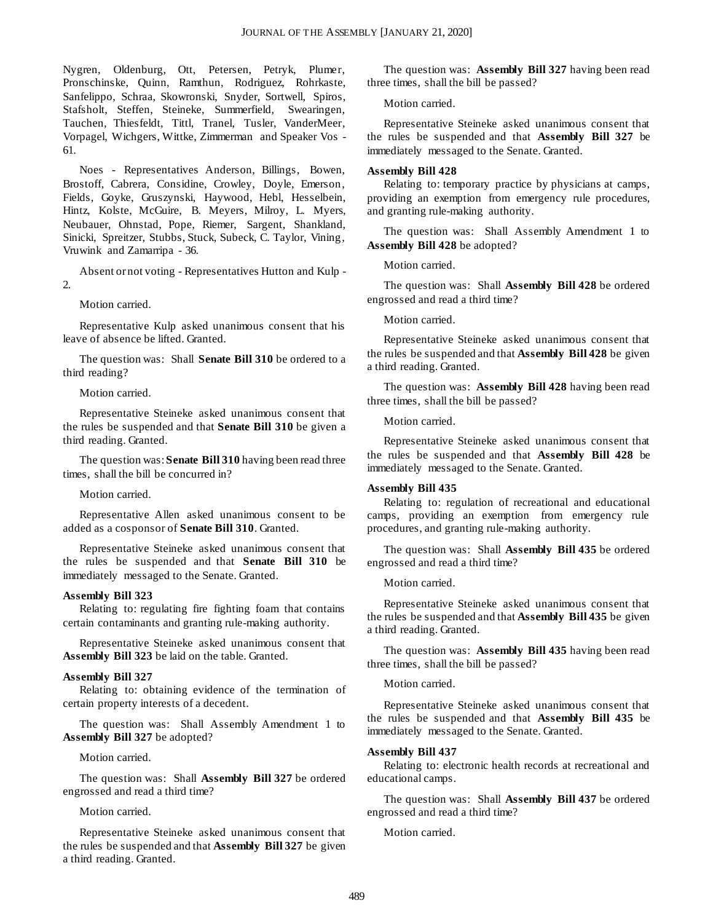Nygren, Oldenburg, Ott, Petersen, Petryk, Plumer, Pronschinske, Quinn, Ramthun, Rodriguez, Rohrkaste, Sanfelippo, Schraa, Skowronski, Snyder, Sortwell, Spiros, Stafsholt, Steffen, Steineke, Summerfield, Swearingen, Tauchen, Thiesfeldt, Tittl, Tranel, Tusler, VanderMeer, Vorpagel, Wichgers, Wittke, Zimmerman and Speaker Vos - 61.

Noes - Representatives Anderson, Billings, Bowen, Brostoff, Cabrera, Considine, Crowley, Doyle, Emerson, Fields, Goyke, Gruszynski, Haywood, Hebl, Hesselbein, Hintz, Kolste, McGuire, B. Meyers, Milroy, L. Myers, Neubauer, Ohnstad, Pope, Riemer, Sargent, Shankland, Sinicki, Spreitzer, Stubbs, Stuck, Subeck, C. Taylor, Vining, Vruwink and Zamarripa - 36.

Absent or not voting - Representatives Hutton and Kulp - 2.

Motion carried.

Representative Kulp asked unanimous consent that his leave of absence be lifted. Granted.

The question was: Shall **Senate Bill 310** be ordered to a third reading?

Motion carried.

Representative Steineke asked unanimous consent that the rules be suspended and that **Senate Bill 310** be given a third reading. Granted.

The question was: **Senate Bill 310** having been read three times, shall the bill be concurred in?

Motion carried.

Representative Allen asked unanimous consent to be added as a cosponsor of **Senate Bill 310**. Granted.

Representative Steineke asked unanimous consent that the rules be suspended and that **Senate Bill 310** be immediately messaged to the Senate. Granted.

**Assembly Bill 323**

Relating to: regulating fire fighting foam that contains certain contaminants and granting rule-making authority.

Representative Steineke asked unanimous consent that **Assembly Bill 323** be laid on the table. Granted.

**Assembly Bill 327**

Relating to: obtaining evidence of the termination of certain property interests of a decedent.

The question was: Shall Assembly Amendment 1 to **Assembly Bill 327** be adopted?

Motion carried.

The question was: Shall **Assembly Bill 327** be ordered engrossed and read a third time?

Motion carried.

Representative Steineke asked unanimous consent that the rules be suspended and that **Assembly Bill 327** be given a third reading. Granted.

The question was: **Assembly Bill 327** having been read three times, shall the bill be passed?

Motion carried.

Representative Steineke asked unanimous consent that the rules be suspended and that **Assembly Bill 327** be immediately messaged to the Senate. Granted.

**Assembly Bill 428**

Relating to: temporary practice by physicians at camps, providing an exemption from emergency rule procedures, and granting rule-making authority.

The question was: Shall Assembly Amendment 1 to **Assembly Bill 428** be adopted?

Motion carried.

The question was: Shall **Assembly Bill 428** be ordered engrossed and read a third time?

Motion carried.

Representative Steineke asked unanimous consent that the rules be suspended and that **Assembly Bill 428** be given a third reading. Granted.

The question was: **Assembly Bill 428** having been read three times, shall the bill be passed?

Motion carried.

Representative Steineke asked unanimous consent that the rules be suspended and that **Assembly Bill 428** be immediately messaged to the Senate. Granted.

**Assembly Bill 435**

Relating to: regulation of recreational and educational camps, providing an exemption from emergency rule procedures, and granting rule-making authority.

The question was: Shall **Assembly Bill 435** be ordered engrossed and read a third time?

Motion carried.

Representative Steineke asked unanimous consent that the rules be suspended and that **Assembly Bill 435** be given a third reading. Granted.

The question was: **Assembly Bill 435** having been read three times, shall the bill be passed?

Motion carried.

Representative Steineke asked unanimous consent that the rules be suspended and that **Assembly Bill 435** be immediately messaged to the Senate. Granted.

**Assembly Bill 437**

Relating to: electronic health records at recreational and educational camps.

The question was: Shall **Assembly Bill 437** be ordered engrossed and read a third time?

Motion carried.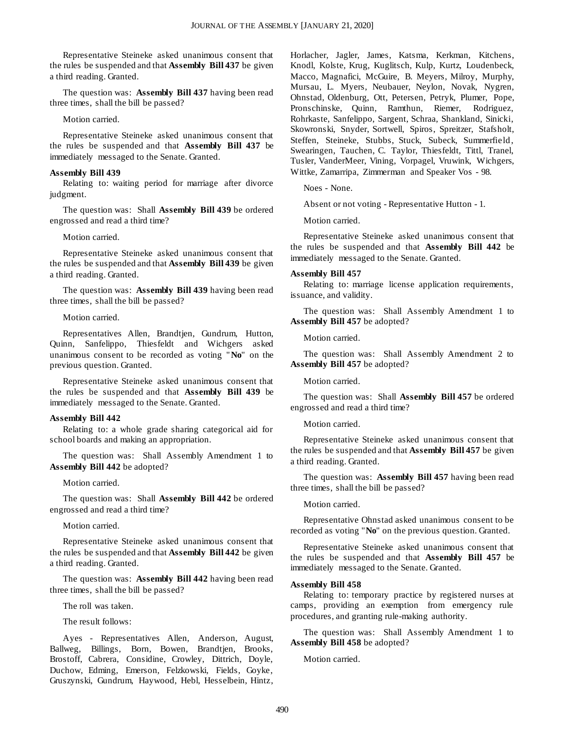Representative Steineke asked unanimous consent that the rules be suspended and that **Assembly Bill 437** be given a third reading. Granted.

The question was: **Assembly Bill 437** having been read three times, shall the bill be passed?

Motion carried.

Representative Steineke asked unanimous consent that the rules be suspended and that **Assembly Bill 437** be immediately messaged to the Senate. Granted.

**Assembly Bill 439**

Relating to: waiting period for marriage after divorce judgment.

The question was: Shall **Assembly Bill 439** be ordered engrossed and read a third time?

Motion carried.

Representative Steineke asked unanimous consent that the rules be suspended and that **Assembly Bill 439** be given a third reading. Granted.

The question was: **Assembly Bill 439** having been read three times, shall the bill be passed?

Motion carried.

Representatives Allen, Brandtjen, Gundrum, Hutton, Quinn, Sanfelippo, Thiesfeldt and Wichgers asked unanimous consent to be recorded as voting "**No**" on the previous question. Granted.

Representative Steineke asked unanimous consent that the rules be suspended and that **Assembly Bill 439** be immediately messaged to the Senate. Granted.

**Assembly Bill 442**

Relating to: a whole grade sharing categorical aid for school boards and making an appropriation.

The question was: Shall Assembly Amendment 1 to **Assembly Bill 442** be adopted?

Motion carried.

The question was: Shall **Assembly Bill 442** be ordered engrossed and read a third time?

Motion carried.

Representative Steineke asked unanimous consent that the rules be suspended and that **Assembly Bill 442** be given a third reading. Granted.

The question was: **Assembly Bill 442** having been read three times, shall the bill be passed?

The roll was taken.

The result follows:

Ayes - Representatives Allen, Anderson, August, Ballweg, Billings, Born, Bowen, Brandtjen, Brooks, Brostoff, Cabrera, Considine, Crowley, Dittrich, Doyle, Duchow, Edming, Emerson, Felzkowski, Fields, Goyke, Gruszynski, Gundrum, Haywood, Hebl, Hesselbein, Hintz, Horlacher, Jagler, James, Katsma, Kerkman, Kitchens, Knodl, Kolste, Krug, Kuglitsch, Kulp, Kurtz, Loudenbeck, Macco, Magnafici, McGuire, B. Meyers, Milroy, Murphy, Mursau, L. Myers, Neubauer, Neylon, Novak, Nygren, Ohnstad, Oldenburg, Ott, Petersen, Petryk, Plumer, Pope, Pronschinske, Quinn, Ramthun, Riemer, Rodriguez, Rohrkaste, Sanfelippo, Sargent, Schraa, Shankland, Sinicki, Skowronski, Snyder, Sortwell, Spiros, Spreitzer, Stafsholt, Steffen, Steineke, Stubbs, Stuck, Subeck, Summerfield, Swearingen, Tauchen, C. Taylor, Thiesfeldt, Tittl, Tranel, Tusler, VanderMeer, Vining, Vorpagel, Vruwink, Wichgers, Wittke, Zamarripa, Zimmerman and Speaker Vos - 98.

Noes - None.

Absent or not voting - Representative Hutton - 1.

Motion carried.

Representative Steineke asked unanimous consent that the rules be suspended and that **Assembly Bill 442** be immediately messaged to the Senate. Granted.

**Assembly Bill 457**

Relating to: marriage license application requirements, issuance, and validity.

The question was: Shall Assembly Amendment 1 to **Assembly Bill 457** be adopted?

Motion carried.

The question was: Shall Assembly Amendment 2 to **Assembly Bill 457** be adopted?

Motion carried.

The question was: Shall **Assembly Bill 457** be ordered engrossed and read a third time?

Motion carried.

Representative Steineke asked unanimous consent that the rules be suspended and that **Assembly Bill 457** be given a third reading. Granted.

The question was: **Assembly Bill 457** having been read three times, shall the bill be passed?

Motion carried.

Representative Ohnstad asked unanimous consent to be recorded as voting "**No**" on the previous question. Granted.

Representative Steineke asked unanimous consent that the rules be suspended and that **Assembly Bill 457** be immediately messaged to the Senate. Granted.

**Assembly Bill 458**

Relating to: temporary practice by registered nurses at camps, providing an exemption from emergency rule procedures, and granting rule-making authority.

The question was: Shall Assembly Amendment 1 to **Assembly Bill 458** be adopted?

Motion carried.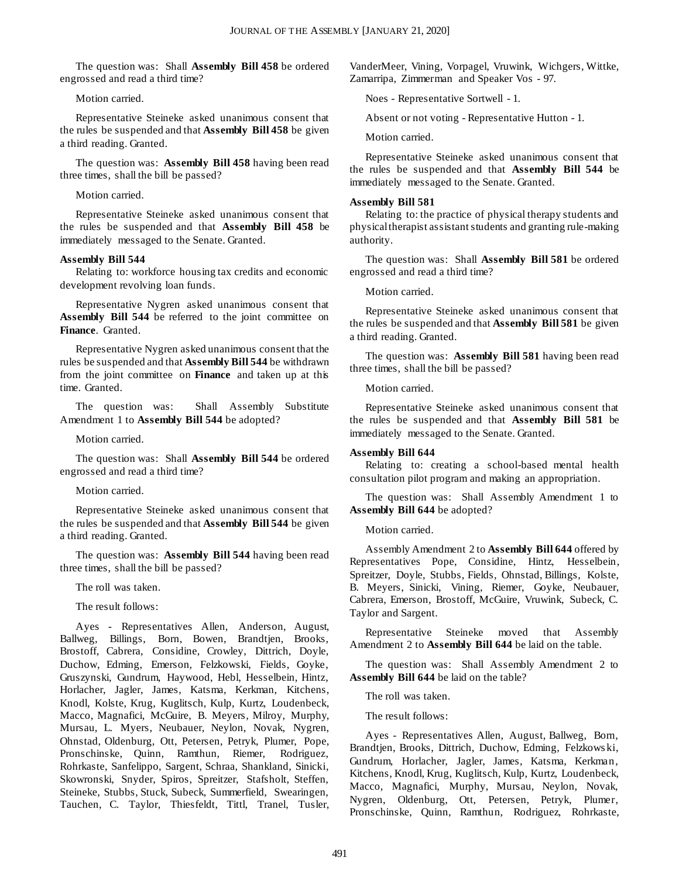The question was: Shall **Assembly Bill 458** be ordered engrossed and read a third time?

Motion carried.

Representative Steineke asked unanimous consent that the rules be suspended and that **Assembly Bill 458** be given a third reading. Granted.

The question was: **Assembly Bill 458** having been read three times, shall the bill be passed?

Motion carried.

Representative Steineke asked unanimous consent that the rules be suspended and that **Assembly Bill 458** be immediately messaged to the Senate. Granted.

**Assembly Bill 544**

Relating to: workforce housing tax credits and economic development revolving loan funds.

Representative Nygren asked unanimous consent that **Assembly Bill 544** be referred to the joint committee on **Finance**. Granted.

Representative Nygren asked unanimous consent that the rules be suspended and that **Assembly Bill 544** be withdrawn from the joint committee on **Finance** and taken up at this time. Granted.

The question was: Shall Assembly Substitute Amendment 1 to **Assembly Bill 544** be adopted?

Motion carried.

The question was: Shall **Assembly Bill 544** be ordered engrossed and read a third time?

Motion carried.

Representative Steineke asked unanimous consent that the rules be suspended and that **Assembly Bill 544** be given a third reading. Granted.

The question was: **Assembly Bill 544** having been read three times, shall the bill be passed?

The roll was taken.

The result follows:

Ayes - Representatives Allen, Anderson, August, Ballweg, Billings, Born, Bowen, Brandtjen, Brooks, Brostoff, Cabrera, Considine, Crowley, Dittrich, Doyle, Duchow, Edming, Emerson, Felzkowski, Fields, Goyke, Gruszynski, Gundrum, Haywood, Hebl, Hesselbein, Hintz, Horlacher, Jagler, James, Katsma, Kerkman, Kitchens, Knodl, Kolste, Krug, Kuglitsch, Kulp, Kurtz, Loudenbeck, Macco, Magnafici, McGuire, B. Meyers, Milroy, Murphy, Mursau, L. Myers, Neubauer, Neylon, Novak, Nygren, Ohnstad, Oldenburg, Ott, Petersen, Petryk, Plumer, Pope, Pronschinske, Quinn, Ramthun, Riemer, Rodriguez, Rohrkaste, Sanfelippo, Sargent, Schraa, Shankland, Sinicki, Skowronski, Snyder, Spiros, Spreitzer, Stafsholt, Steffen, Steineke, Stubbs, Stuck, Subeck, Summerfield, Swearingen, Tauchen, C. Taylor, Thiesfeldt, Tittl, Tranel, Tusler, VanderMeer, Vining, Vorpagel, Vruwink, Wichgers, Wittke, Zamarripa, Zimmerman and Speaker Vos - 97.

Noes - Representative Sortwell - 1.

Absent or not voting - Representative Hutton - 1.

Motion carried.

Representative Steineke asked unanimous consent that the rules be suspended and that **Assembly Bill 544** be immediately messaged to the Senate. Granted.

**Assembly Bill 581**

Relating to: the practice of physical therapy students and physical therapist assistant students and granting rule-making authority.

The question was: Shall **Assembly Bill 581** be ordered engrossed and read a third time?

Motion carried.

Representative Steineke asked unanimous consent that the rules be suspended and that **Assembly Bill 581** be given a third reading. Granted.

The question was: **Assembly Bill 581** having been read three times, shall the bill be passed?

Motion carried.

Representative Steineke asked unanimous consent that the rules be suspended and that **Assembly Bill 581** be immediately messaged to the Senate. Granted.

**Assembly Bill 644**

Relating to: creating a school-based mental health consultation pilot program and making an appropriation.

The question was: Shall Assembly Amendment 1 to **Assembly Bill 644** be adopted?

Motion carried.

Assembly Amendment 2 to **Assembly Bill 644** offered by Representatives Pope, Considine, Hintz, Hesselbein, Spreitzer, Doyle, Stubbs, Fields, Ohnstad, Billings, Kolste, B. Meyers, Sinicki, Vining, Riemer, Goyke, Neubauer, Cabrera, Emerson, Brostoff, McGuire, Vruwink, Subeck, C. Taylor and Sargent.

Representative Steineke moved that Assembly Amendment 2 to **Assembly Bill 644** be laid on the table.

The question was: Shall Assembly Amendment 2 to **Assembly Bill 644** be laid on the table?

The roll was taken.

The result follows:

Ayes - Representatives Allen, August, Ballweg, Born, Brandtjen, Brooks, Dittrich, Duchow, Edming, Felzkowski, Gundrum, Horlacher, Jagler, James, Katsma, Kerkman, Kitchens, Knodl, Krug, Kuglitsch, Kulp, Kurtz, Loudenbeck, Macco, Magnafici, Murphy, Mursau, Neylon, Novak, Nygren, Oldenburg, Ott, Petersen, Petryk, Plumer, Pronschinske, Quinn, Ramthun, Rodriguez, Rohrkaste,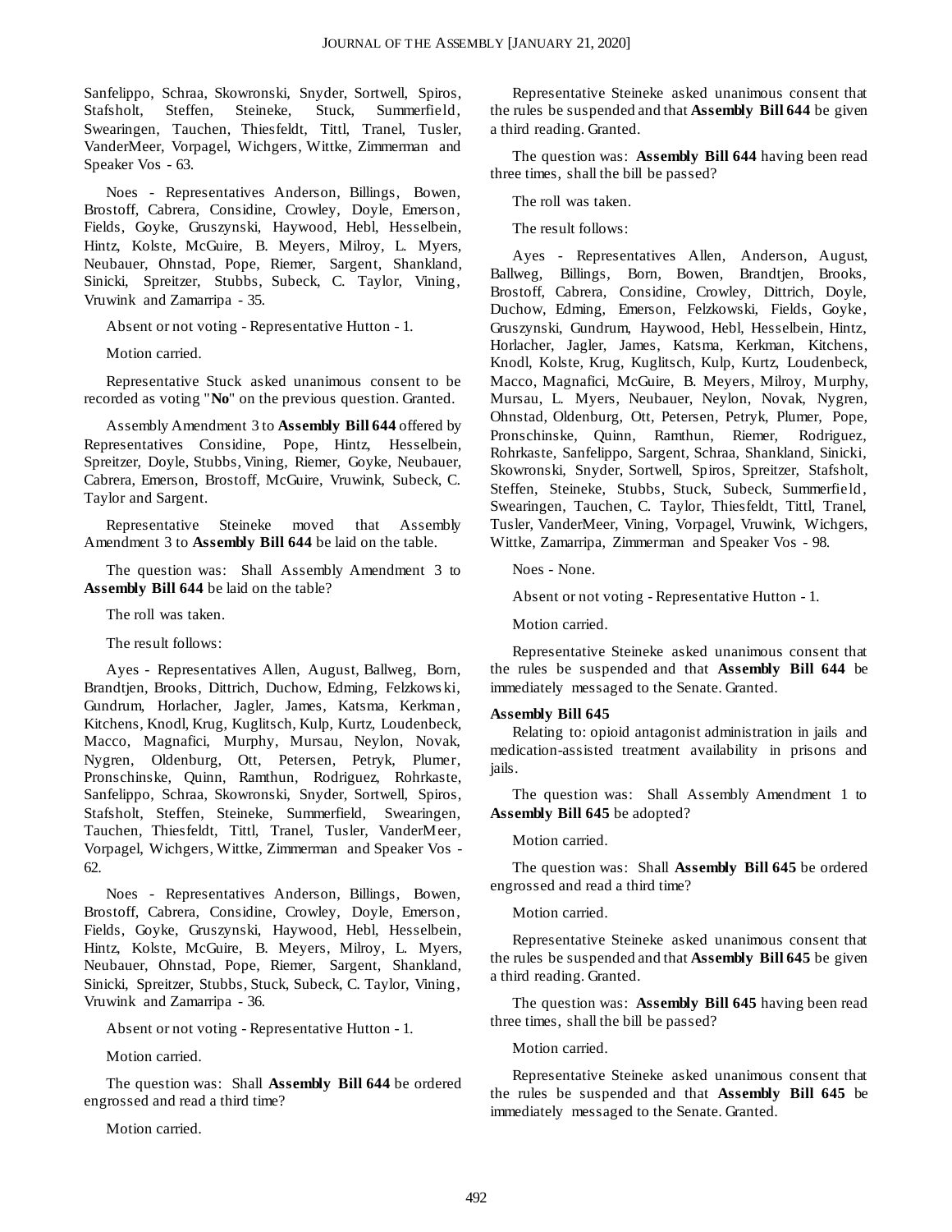Sanfelippo, Schraa, Skowronski, Snyder, Sortwell, Spiros, Stafsholt, Steffen, Steineke, Stuck, Summerfield, Swearingen, Tauchen, Thiesfeldt, Tittl, Tranel, Tusler, VanderMeer, Vorpagel, Wichgers, Wittke, Zimmerman and Speaker Vos - 63.

Noes - Representatives Anderson, Billings, Bowen, Brostoff, Cabrera, Considine, Crowley, Doyle, Emerson, Fields, Goyke, Gruszynski, Haywood, Hebl, Hesselbein, Hintz, Kolste, McGuire, B. Meyers, Milroy, L. Myers, Neubauer, Ohnstad, Pope, Riemer, Sargent, Shankland, Sinicki, Spreitzer, Stubbs, Subeck, C. Taylor, Vining, Vruwink and Zamarripa - 35.

Absent or not voting - Representative Hutton - 1.

Motion carried.

Representative Stuck asked unanimous consent to be recorded as voting "**No**" on the previous question. Granted.

Assembly Amendment 3 to **Assembly Bill 644** offered by Representatives Considine, Pope, Hintz, Hesselbein, Spreitzer, Doyle, Stubbs, Vining, Riemer, Goyke, Neubauer, Cabrera, Emerson, Brostoff, McGuire, Vruwink, Subeck, C. Taylor and Sargent.

Representative Steineke moved that Assembly Amendment 3 to **Assembly Bill 644** be laid on the table.

The question was: Shall Assembly Amendment 3 to **Assembly Bill 644** be laid on the table?

The roll was taken.

The result follows:

Ayes - Representatives Allen, August, Ballweg, Born, Brandtjen, Brooks, Dittrich, Duchow, Edming, Felzkowski, Gundrum, Horlacher, Jagler, James, Katsma, Kerkman, Kitchens, Knodl, Krug, Kuglitsch, Kulp, Kurtz, Loudenbeck, Macco, Magnafici, Murphy, Mursau, Neylon, Novak, Nygren, Oldenburg, Ott, Petersen, Petryk, Plumer, Pronschinske, Quinn, Ramthun, Rodriguez, Rohrkaste, Sanfelippo, Schraa, Skowronski, Snyder, Sortwell, Spiros, Stafsholt, Steffen, Steineke, Summerfield, Swearingen, Tauchen, Thiesfeldt, Tittl, Tranel, Tusler, VanderMeer, Vorpagel, Wichgers, Wittke, Zimmerman and Speaker Vos - 62.

Noes - Representatives Anderson, Billings, Bowen, Brostoff, Cabrera, Considine, Crowley, Doyle, Emerson, Fields, Goyke, Gruszynski, Haywood, Hebl, Hesselbein, Hintz, Kolste, McGuire, B. Meyers, Milroy, L. Myers, Neubauer, Ohnstad, Pope, Riemer, Sargent, Shankland, Sinicki, Spreitzer, Stubbs, Stuck, Subeck, C. Taylor, Vining, Vruwink and Zamarripa - 36.

Absent or not voting - Representative Hutton - 1.

Motion carried.

The question was: Shall **Assembly Bill 644** be ordered engrossed and read a third time?

Motion carried.

Representative Steineke asked unanimous consent that the rules be suspended and that **Assembly Bill 644** be given a third reading. Granted.

The question was: **Assembly Bill 644** having been read three times, shall the bill be passed?

The roll was taken.

The result follows:

Ayes - Representatives Allen, Anderson, August, Ballweg, Billings, Born, Bowen, Brandtjen, Brooks, Brostoff, Cabrera, Considine, Crowley, Dittrich, Doyle, Duchow, Edming, Emerson, Felzkowski, Fields, Goyke, Gruszynski, Gundrum, Haywood, Hebl, Hesselbein, Hintz, Horlacher, Jagler, James, Katsma, Kerkman, Kitchens, Knodl, Kolste, Krug, Kuglitsch, Kulp, Kurtz, Loudenbeck, Macco, Magnafici, McGuire, B. Meyers, Milroy, Murphy, Mursau, L. Myers, Neubauer, Neylon, Novak, Nygren, Ohnstad, Oldenburg, Ott, Petersen, Petryk, Plumer, Pope, Pronschinske, Quinn, Ramthun, Riemer, Rodriguez, Rohrkaste, Sanfelippo, Sargent, Schraa, Shankland, Sinicki, Skowronski, Snyder, Sortwell, Spiros, Spreitzer, Stafsholt, Steffen, Steineke, Stubbs, Stuck, Subeck, Summerfield, Swearingen, Tauchen, C. Taylor, Thiesfeldt, Tittl, Tranel, Tusler, VanderMeer, Vining, Vorpagel, Vruwink, Wichgers, Wittke, Zamarripa, Zimmerman and Speaker Vos - 98.

Noes - None.

Absent or not voting - Representative Hutton - 1.

Motion carried.

Representative Steineke asked unanimous consent that the rules be suspended and that **Assembly Bill 644** be immediately messaged to the Senate. Granted.

**Assembly Bill 645**

Relating to: opioid antagonist administration in jails and medication-assisted treatment availability in prisons and jails.

The question was: Shall Assembly Amendment 1 to **Assembly Bill 645** be adopted?

Motion carried.

The question was: Shall **Assembly Bill 645** be ordered engrossed and read a third time?

Motion carried.

Representative Steineke asked unanimous consent that the rules be suspended and that **Assembly Bill 645** be given a third reading. Granted.

The question was: **Assembly Bill 645** having been read three times, shall the bill be passed?

Motion carried.

Representative Steineke asked unanimous consent that the rules be suspended and that **Assembly Bill 645** be immediately messaged to the Senate. Granted.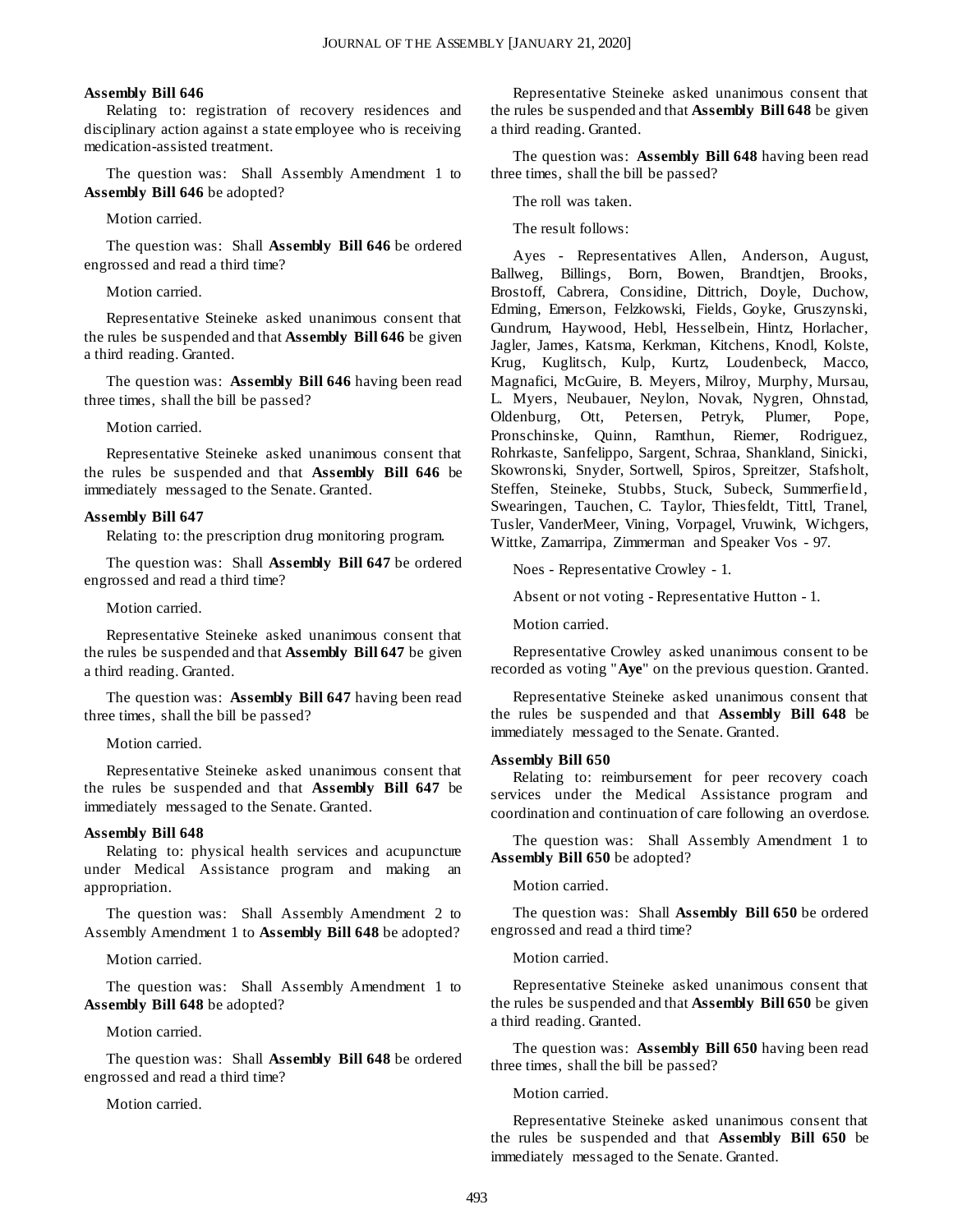**Assembly Bill 646**

Relating to: registration of recovery residences and disciplinary action against a state employee who is receiving medication-assisted treatment.

The question was: Shall Assembly Amendment 1 to **Assembly Bill 646** be adopted?

Motion carried.

The question was: Shall **Assembly Bill 646** be ordered engrossed and read a third time?

Motion carried.

Representative Steineke asked unanimous consent that the rules be suspended and that **Assembly Bill 646** be given a third reading. Granted.

The question was: **Assembly Bill 646** having been read three times, shall the bill be passed?

Motion carried.

Representative Steineke asked unanimous consent that the rules be suspended and that **Assembly Bill 646** be immediately messaged to the Senate. Granted.

**Assembly Bill 647**

Relating to: the prescription drug monitoring program.

The question was: Shall **Assembly Bill 647** be ordered engrossed and read a third time?

Motion carried.

Representative Steineke asked unanimous consent that the rules be suspended and that **Assembly Bill 647** be given a third reading. Granted.

The question was: **Assembly Bill 647** having been read three times, shall the bill be passed?

Motion carried.

Representative Steineke asked unanimous consent that the rules be suspended and that **Assembly Bill 647** be immediately messaged to the Senate. Granted.

**Assembly Bill 648**

Relating to: physical health services and acupuncture under Medical Assistance program and making an appropriation.

The question was: Shall Assembly Amendment 2 to Assembly Amendment 1 to **Assembly Bill 648** be adopted?

Motion carried.

The question was: Shall Assembly Amendment 1 to **Assembly Bill 648** be adopted?

Motion carried.

The question was: Shall **Assembly Bill 648** be ordered engrossed and read a third time?

Motion carried.

Representative Steineke asked unanimous consent that the rules be suspended and that **Assembly Bill 648** be given a third reading. Granted.

The question was: **Assembly Bill 648** having been read three times, shall the bill be passed?

The roll was taken.

The result follows:

Ayes - Representatives Allen, Anderson, August, Ballweg, Billings, Born, Bowen, Brandtjen, Brooks, Brostoff, Cabrera, Considine, Dittrich, Doyle, Duchow, Edming, Emerson, Felzkowski, Fields, Goyke, Gruszynski, Gundrum, Haywood, Hebl, Hesselbein, Hintz, Horlacher, Jagler, James, Katsma, Kerkman, Kitchens, Knodl, Kolste, Krug, Kuglitsch, Kulp, Kurtz, Loudenbeck, Macco, Magnafici, McGuire, B. Meyers, Milroy, Murphy, Mursau, L. Myers, Neubauer, Neylon, Novak, Nygren, Ohnstad, Oldenburg, Ott, Petersen, Petryk, Plumer, Pope, Pronschinske, Quinn, Ramthun, Riemer, Rodriguez, Rohrkaste, Sanfelippo, Sargent, Schraa, Shankland, Sinicki, Skowronski, Snyder, Sortwell, Spiros, Spreitzer, Stafsholt, Steffen, Steineke, Stubbs, Stuck, Subeck, Summerfield, Swearingen, Tauchen, C. Taylor, Thiesfeldt, Tittl, Tranel, Tusler, VanderMeer, Vining, Vorpagel, Vruwink, Wichgers, Wittke, Zamarripa, Zimmerman and Speaker Vos - 97.

Noes - Representative Crowley - 1.

Absent or not voting - Representative Hutton - 1.

Motion carried.

Representative Crowley asked unanimous consent to be recorded as voting "**Aye**" on the previous question. Granted.

Representative Steineke asked unanimous consent that the rules be suspended and that **Assembly Bill 648** be immediately messaged to the Senate. Granted.

**Assembly Bill 650**

Relating to: reimbursement for peer recovery coach services under the Medical Assistance program and coordination and continuation of care following an overdose.

The question was: Shall Assembly Amendment 1 to **Assembly Bill 650** be adopted?

Motion carried.

The question was: Shall **Assembly Bill 650** be ordered engrossed and read a third time?

Motion carried.

Representative Steineke asked unanimous consent that the rules be suspended and that **Assembly Bill 650** be given a third reading. Granted.

The question was: **Assembly Bill 650** having been read three times, shall the bill be passed?

Motion carried.

Representative Steineke asked unanimous consent that the rules be suspended and that **Assembly Bill 650** be immediately messaged to the Senate. Granted.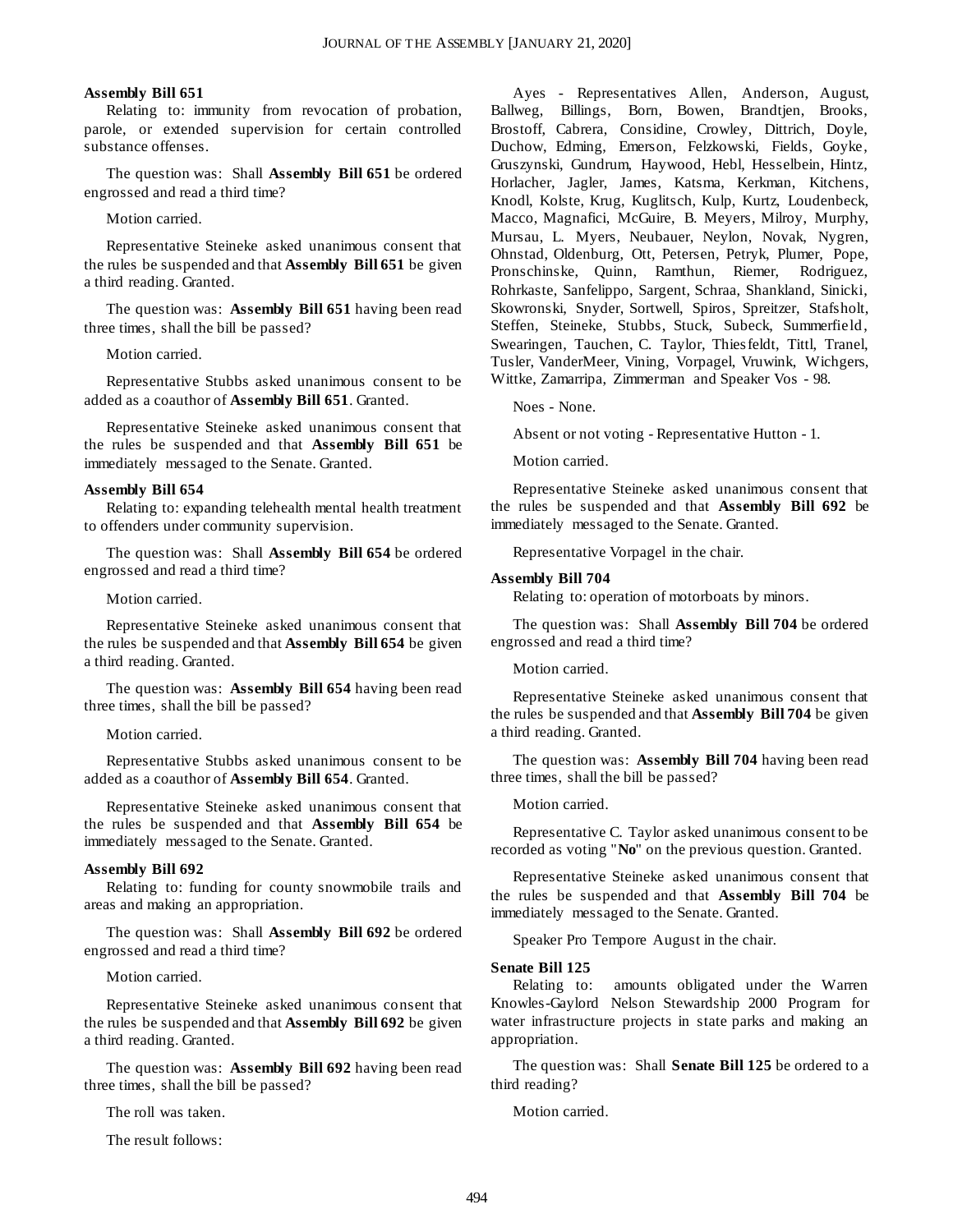**Assembly Bill 651**

Relating to: immunity from revocation of probation, parole, or extended supervision for certain controlled substance offenses.

The question was: Shall **Assembly Bill 651** be ordered engrossed and read a third time?

Motion carried.

Representative Steineke asked unanimous consent that the rules be suspended and that **Assembly Bill 651** be given a third reading. Granted.

The question was: **Assembly Bill 651** having been read three times, shall the bill be passed?

Motion carried.

Representative Stubbs asked unanimous consent to be added as a coauthor of **Assembly Bill 651**. Granted.

Representative Steineke asked unanimous consent that the rules be suspended and that **Assembly Bill 651** be immediately messaged to the Senate. Granted.

**Assembly Bill 654**

Relating to: expanding telehealth mental health treatment to offenders under community supervision.

The question was: Shall **Assembly Bill 654** be ordered engrossed and read a third time?

Motion carried.

Representative Steineke asked unanimous consent that the rules be suspended and that **Assembly Bill 654** be given a third reading. Granted.

The question was: **Assembly Bill 654** having been read three times, shall the bill be passed?

Motion carried.

Representative Stubbs asked unanimous consent to be added as a coauthor of **Assembly Bill 654**. Granted.

Representative Steineke asked unanimous consent that the rules be suspended and that **Assembly Bill 654** be immediately messaged to the Senate. Granted.

**Assembly Bill 692**

Relating to: funding for county snowmobile trails and areas and making an appropriation.

The question was: Shall **Assembly Bill 692** be ordered engrossed and read a third time?

Motion carried.

Representative Steineke asked unanimous consent that the rules be suspended and that **Assembly Bill 692** be given a third reading. Granted.

The question was: **Assembly Bill 692** having been read three times, shall the bill be passed?

The roll was taken.

The result follows:

Ayes - Representatives Allen, Anderson, August, Ballweg, Billings, Born, Bowen, Brandtjen, Brooks, Brostoff, Cabrera, Considine, Crowley, Dittrich, Doyle, Duchow, Edming, Emerson, Felzkowski, Fields, Goyke, Gruszynski, Gundrum, Haywood, Hebl, Hesselbein, Hintz, Horlacher, Jagler, James, Katsma, Kerkman, Kitchens, Knodl, Kolste, Krug, Kuglitsch, Kulp, Kurtz, Loudenbeck, Macco, Magnafici, McGuire, B. Meyers, Milroy, Murphy, Mursau, L. Myers, Neubauer, Neylon, Novak, Nygren, Ohnstad, Oldenburg, Ott, Petersen, Petryk, Plumer, Pope, Pronschinske, Quinn, Ramthun, Riemer, Rodriguez, Rohrkaste, Sanfelippo, Sargent, Schraa, Shankland, Sinicki, Skowronski, Snyder, Sortwell, Spiros, Spreitzer, Stafsholt, Steffen, Steineke, Stubbs, Stuck, Subeck, Summerfield, Swearingen, Tauchen, C. Taylor, Thiesfeldt, Tittl, Tranel, Tusler, VanderMeer, Vining, Vorpagel, Vruwink, Wichgers, Wittke, Zamarripa, Zimmerman and Speaker Vos - 98.

Noes - None.

Absent or not voting - Representative Hutton - 1.

Motion carried.

Representative Steineke asked unanimous consent that the rules be suspended and that **Assembly Bill 692** be immediately messaged to the Senate. Granted.

Representative Vorpagel in the chair.

**Assembly Bill 704**

Relating to: operation of motorboats by minors.

The question was: Shall **Assembly Bill 704** be ordered engrossed and read a third time?

Motion carried.

Representative Steineke asked unanimous consent that the rules be suspended and that **Assembly Bill 704** be given a third reading. Granted.

The question was: **Assembly Bill 704** having been read three times, shall the bill be passed?

Motion carried.

Representative C. Taylor asked unanimous consent to be recorded as voting "**No**" on the previous question. Granted.

Representative Steineke asked unanimous consent that the rules be suspended and that **Assembly Bill 704** be immediately messaged to the Senate. Granted.

Speaker Pro Tempore August in the chair.

**Senate Bill 125**

Relating to: amounts obligated under the Warren Knowles-Gaylord Nelson Stewardship 2000 Program for water infrastructure projects in state parks and making an appropriation.

The question was: Shall **Senate Bill 125** be ordered to a third reading?

Motion carried.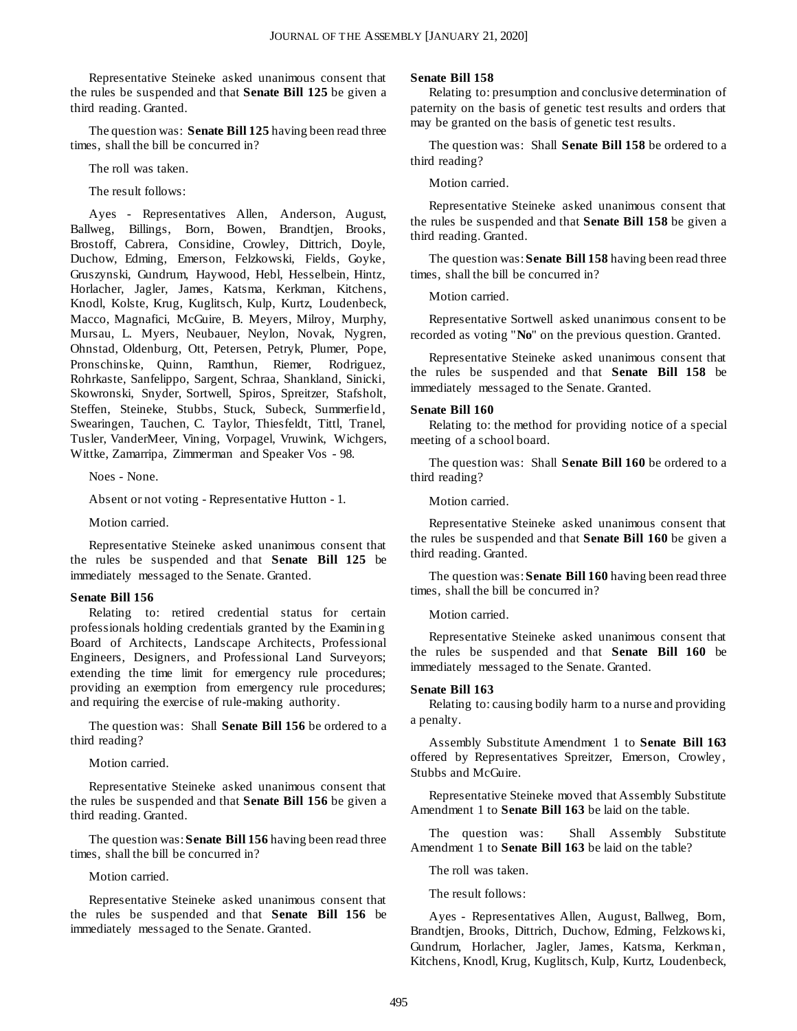Representative Steineke asked unanimous consent that the rules be suspended and that **Senate Bill 125** be given a third reading. Granted.

The question was: **Senate Bill 125** having been read three times, shall the bill be concurred in?

The roll was taken.

The result follows:

Ayes - Representatives Allen, Anderson, August, Ballweg, Billings, Born, Bowen, Brandtjen, Brooks, Brostoff, Cabrera, Considine, Crowley, Dittrich, Doyle, Duchow, Edming, Emerson, Felzkowski, Fields, Goyke, Gruszynski, Gundrum, Haywood, Hebl, Hesselbein, Hintz, Horlacher, Jagler, James, Katsma, Kerkman, Kitchens, Knodl, Kolste, Krug, Kuglitsch, Kulp, Kurtz, Loudenbeck, Macco, Magnafici, McGuire, B. Meyers, Milroy, Murphy, Mursau, L. Myers, Neubauer, Neylon, Novak, Nygren, Ohnstad, Oldenburg, Ott, Petersen, Petryk, Plumer, Pope, Pronschinske, Quinn, Ramthun, Riemer, Rodriguez, Rohrkaste, Sanfelippo, Sargent, Schraa, Shankland, Sinicki, Skowronski, Snyder, Sortwell, Spiros, Spreitzer, Stafsholt, Steffen, Steineke, Stubbs, Stuck, Subeck, Summerfield, Swearingen, Tauchen, C. Taylor, Thiesfeldt, Tittl, Tranel, Tusler, VanderMeer, Vining, Vorpagel, Vruwink, Wichgers, Wittke, Zamarripa, Zimmerman and Speaker Vos - 98.

Noes - None.

Absent or not voting - Representative Hutton - 1.

Motion carried.

Representative Steineke asked unanimous consent that the rules be suspended and that **Senate Bill 125** be immediately messaged to the Senate. Granted.

**Senate Bill 156**

Relating to: retired credential status for certain professionals holding credentials granted by the Examining Board of Architects, Landscape Architects, Professional Engineers, Designers, and Professional Land Surveyors; extending the time limit for emergency rule procedures; providing an exemption from emergency rule procedures; and requiring the exercise of rule-making authority.

The question was: Shall **Senate Bill 156** be ordered to a third reading?

Motion carried.

Representative Steineke asked unanimous consent that the rules be suspended and that **Senate Bill 156** be given a third reading. Granted.

The question was: **Senate Bill 156** having been read three times, shall the bill be concurred in?

Motion carried.

Representative Steineke asked unanimous consent that the rules be suspended and that **Senate Bill 156** be immediately messaged to the Senate. Granted.

**Senate Bill 158**

Relating to: presumption and conclusive determination of paternity on the basis of genetic test results and orders that may be granted on the basis of genetic test results.

The question was: Shall **Senate Bill 158** be ordered to a third reading?

Motion carried.

Representative Steineke asked unanimous consent that the rules be suspended and that **Senate Bill 158** be given a third reading. Granted.

The question was: **Senate Bill 158** having been read three times, shall the bill be concurred in?

Motion carried.

Representative Sortwell asked unanimous consent to be recorded as voting "**No**" on the previous question. Granted.

Representative Steineke asked unanimous consent that the rules be suspended and that **Senate Bill 158** be immediately messaged to the Senate. Granted.

**Senate Bill 160**

Relating to: the method for providing notice of a special meeting of a school board.

The question was: Shall **Senate Bill 160** be ordered to a third reading?

Motion carried.

Representative Steineke asked unanimous consent that the rules be suspended and that **Senate Bill 160** be given a third reading. Granted.

The question was: **Senate Bill 160** having been read three times, shall the bill be concurred in?

Motion carried.

Representative Steineke asked unanimous consent that the rules be suspended and that **Senate Bill 160** be immediately messaged to the Senate. Granted.

**Senate Bill 163**

Relating to: causing bodily harm to a nurse and providing a penalty.

Assembly Substitute Amendment 1 to **Senate Bill 163** offered by Representatives Spreitzer, Emerson, Crowley, Stubbs and McGuire.

Representative Steineke moved that Assembly Substitute Amendment 1 to **Senate Bill 163** be laid on the table.

The question was: Shall Assembly Substitute Amendment 1 to **Senate Bill 163** be laid on the table?

The roll was taken.

The result follows:

Ayes - Representatives Allen, August, Ballweg, Born, Brandtjen, Brooks, Dittrich, Duchow, Edming, Felzkowski, Gundrum, Horlacher, Jagler, James, Katsma, Kerkman, Kitchens, Knodl, Krug, Kuglitsch, Kulp, Kurtz, Loudenbeck,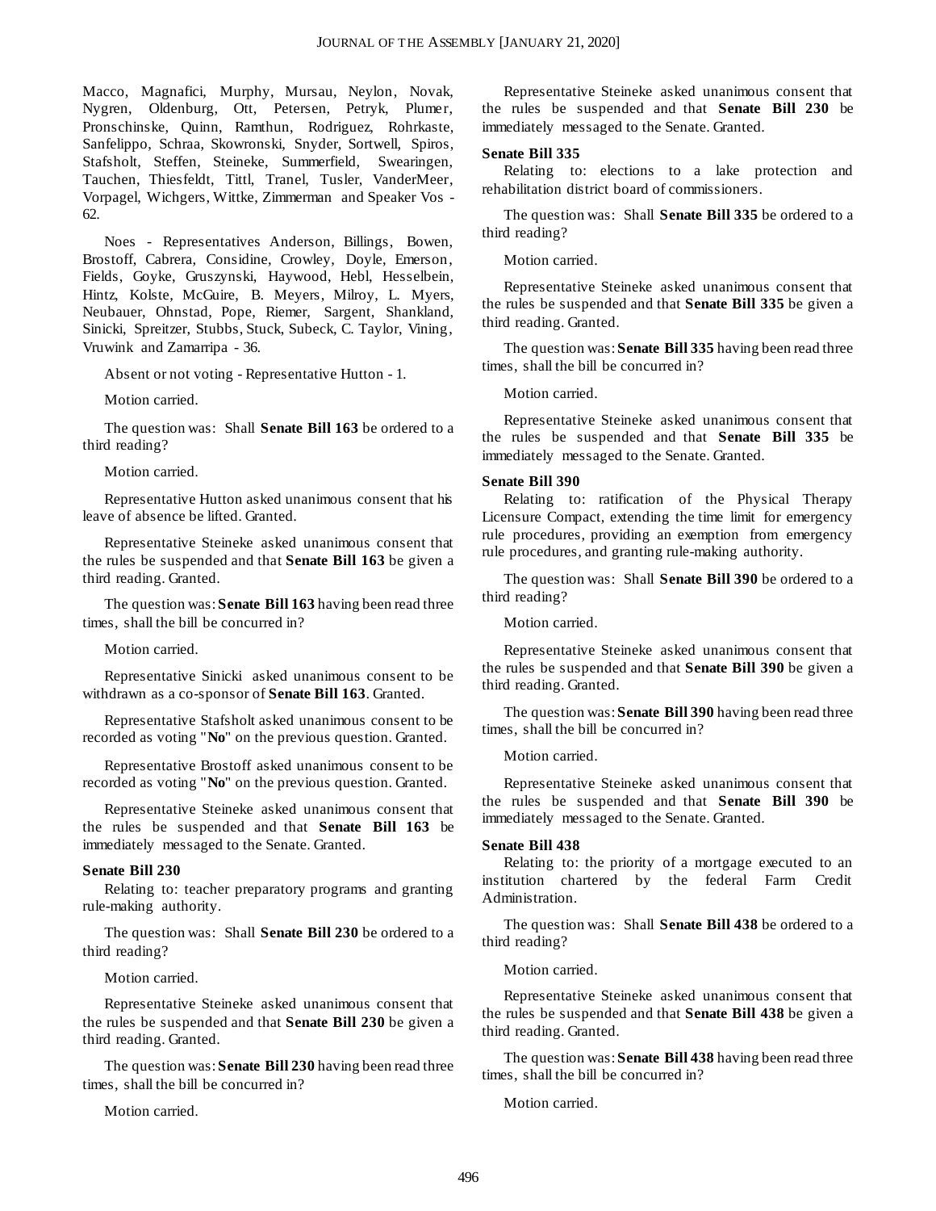Macco, Magnafici, Murphy, Mursau, Neylon, Novak, Nygren, Oldenburg, Ott, Petersen, Petryk, Plumer, Pronschinske, Quinn, Ramthun, Rodriguez, Rohrkaste, Sanfelippo, Schraa, Skowronski, Snyder, Sortwell, Spiros, Stafsholt, Steffen, Steineke, Summerfield, Swearingen, Tauchen, Thiesfeldt, Tittl, Tranel, Tusler, VanderMeer, Vorpagel, Wichgers, Wittke, Zimmerman and Speaker Vos - 62.

Noes - Representatives Anderson, Billings, Bowen, Brostoff, Cabrera, Considine, Crowley, Doyle, Emerson, Fields, Goyke, Gruszynski, Haywood, Hebl, Hesselbein, Hintz, Kolste, McGuire, B. Meyers, Milroy, L. Myers, Neubauer, Ohnstad, Pope, Riemer, Sargent, Shankland, Sinicki, Spreitzer, Stubbs, Stuck, Subeck, C. Taylor, Vining, Vruwink and Zamarripa - 36.

Absent or not voting - Representative Hutton - 1.

Motion carried.

The question was: Shall **Senate Bill 163** be ordered to a third reading?

Motion carried.

Representative Hutton asked unanimous consent that his leave of absence be lifted. Granted.

Representative Steineke asked unanimous consent that the rules be suspended and that **Senate Bill 163** be given a third reading. Granted.

The question was: **Senate Bill 163** having been read three times, shall the bill be concurred in?

Motion carried.

Representative Sinicki asked unanimous consent to be withdrawn as a co-sponsor of **Senate Bill 163**. Granted.

Representative Stafsholt asked unanimous consent to be recorded as voting "**No**" on the previous question. Granted.

Representative Brostoff asked unanimous consent to be recorded as voting "**No**" on the previous question. Granted.

Representative Steineke asked unanimous consent that the rules be suspended and that **Senate Bill 163** be immediately messaged to the Senate. Granted.

**Senate Bill 230**

Relating to: teacher preparatory programs and granting rule-making authority.

The question was: Shall **Senate Bill 230** be ordered to a third reading?

Motion carried.

Representative Steineke asked unanimous consent that the rules be suspended and that **Senate Bill 230** be given a third reading. Granted.

The question was: **Senate Bill 230** having been read three times, shall the bill be concurred in?

Motion carried.

Representative Steineke asked unanimous consent that the rules be suspended and that **Senate Bill 230** be immediately messaged to the Senate. Granted.

**Senate Bill 335**

Relating to: elections to a lake protection and rehabilitation district board of commissioners.

The question was: Shall **Senate Bill 335** be ordered to a third reading?

Motion carried.

Representative Steineke asked unanimous consent that the rules be suspended and that **Senate Bill 335** be given a third reading. Granted.

The question was: **Senate Bill 335** having been read three times, shall the bill be concurred in?

Motion carried.

Representative Steineke asked unanimous consent that the rules be suspended and that **Senate Bill 335** be immediately messaged to the Senate. Granted.

**Senate Bill 390**

Relating to: ratification of the Physical Therapy Licensure Compact, extending the time limit for emergency rule procedures, providing an exemption from emergency rule procedures, and granting rule-making authority.

The question was: Shall **Senate Bill 390** be ordered to a third reading?

Motion carried.

Representative Steineke asked unanimous consent that the rules be suspended and that **Senate Bill 390** be given a third reading. Granted.

The question was: **Senate Bill 390** having been read three times, shall the bill be concurred in?

Motion carried.

Representative Steineke asked unanimous consent that the rules be suspended and that **Senate Bill 390** be immediately messaged to the Senate. Granted.

**Senate Bill 438**

Relating to: the priority of a mortgage executed to an institution chartered by the federal Farm Credit Administration.

The question was: Shall **Senate Bill 438** be ordered to a third reading?

Motion carried.

Representative Steineke asked unanimous consent that the rules be suspended and that **Senate Bill 438** be given a third reading. Granted.

The question was: **Senate Bill 438** having been read three times, shall the bill be concurred in?

Motion carried.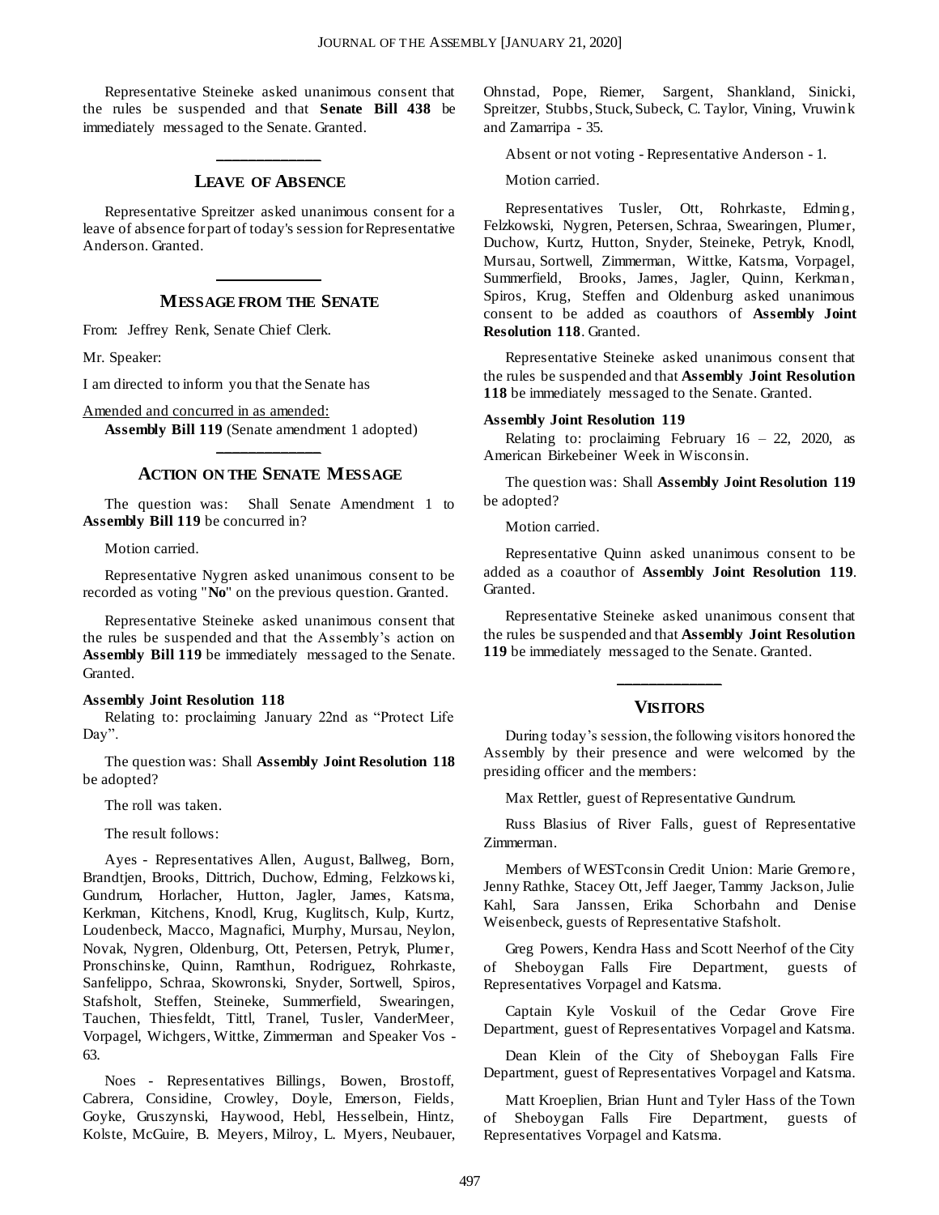Representative Steineke asked unanimous consent that the rules be suspended and that **Senate Bill 438** be immediately messaged to the Senate. Granted.

## LEAVE OF ABSENCE

Representative Spreitzer asked unanimous consent for a leave of absence for part of today's session for Representative Anderson. Granted.

## MESSAGE FROM THE SENATE

From: Jeffrey Renk, Senate Chief Clerk.

Mr. Speaker:

I am directed to inform you that the Senate has

Amended and concurred in as amended:

**Assembly Bill 119** (Senate amendment 1 adopted)

## ACTION ON THE SENATE MESSAGE

The question was: Shall Senate Amendment 1 to **Assembly Bill 119** be concurred in?

Motion carried.

Representative Nygren asked unanimous consent to be recorded as voting "**No**" on the previous question. Granted.

Representative Steineke asked unanimous consent that the rules be suspended and that the Assembly's action on **Assembly Bill 119** be immediately messaged to the Senate. Granted.

**Assembly Joint Resolution 118**

Relating to: proclaiming January 22nd as "Protect Life Day".

The question was: Shall **Assembly Joint Resolution 118** be adopted?

The roll was taken.

The result follows:

Ayes - Representatives Allen, August, Ballweg, Born, Brandtjen, Brooks, Dittrich, Duchow, Edming, Felzkowski, Gundrum, Horlacher, Hutton, Jagler, James, Katsma, Kerkman, Kitchens, Knodl, Krug, Kuglitsch, Kulp, Kurtz, Loudenbeck, Macco, Magnafici, Murphy, Mursau, Neylon, Novak, Nygren, Oldenburg, Ott, Petersen, Petryk, Plumer, Pronschinske, Quinn, Ramthun, Rodriguez, Rohrkaste, Sanfelippo, Schraa, Skowronski, Snyder, Sortwell, Spiros, Stafsholt, Steffen, Steineke, Summerfield, Swearingen, Tauchen, Thiesfeldt, Tittl, Tranel, Tusler, VanderMeer, Vorpagel, Wichgers, Wittke, Zimmerman and Speaker Vos - 63.

Noes - Representatives Billings, Bowen, Brostoff, Cabrera, Considine, Crowley, Doyle, Emerson, Fields, Goyke, Gruszynski, Haywood, Hebl, Hesselbein, Hintz, Kolste, McGuire, B. Meyers, Milroy, L. Myers, Neubauer, Ohnstad, Pope, Riemer, Sargent, Shankland, Sinicki, Spreitzer, Stubbs, Stuck, Subeck, C. Taylor, Vining, Vruwink and Zamarripa - 35.

Absent or not voting - Representative Anderson - 1.

Motion carried.

Representatives Tusler, Ott, Rohrkaste, Edming, Felzkowski, Nygren, Petersen, Schraa, Swearingen, Plumer, Duchow, Kurtz, Hutton, Snyder, Steineke, Petryk, Knodl, Mursau, Sortwell, Zimmerman, Wittke, Katsma, Vorpagel, Summerfield, Brooks, James, Jagler, Quinn, Kerkman, Spiros, Krug, Steffen and Oldenburg asked unanimous consent to be added as coauthors of **Assembly Joint Resolution 118**. Granted.

Representative Steineke asked unanimous consent that the rules be suspended and that **Assembly Joint Resolution 118** be immediately messaged to the Senate. Granted.

**Assembly Joint Resolution 119**

Relating to: proclaiming February 16 – 22, 2020, as American Birkebeiner Week in Wisconsin.

The question was: Shall **Assembly Joint Resolution 119** be adopted?

Motion carried.

Representative Quinn asked unanimous consent to be added as a coauthor of **Assembly Joint Resolution 119**. Granted.

Representative Steineke asked unanimous consent that the rules be suspended and that **Assembly Joint Resolution 119** be immediately messaged to the Senate. Granted.

## VISITORS

During today's session, the following visitors honored the Assembly by their presence and were welcomed by the presiding officer and the members:

Max Rettler, guest of Representative Gundrum.

Russ Blasius of River Falls, guest of Representative Zimmerman.

Members of WESTconsin Credit Union: Marie Gremore, Jenny Rathke, Stacey Ott, Jeff Jaeger, Tammy Jackson, Julie Kahl, Sara Janssen, Erika Schorbahn and Denise Weisenbeck, guests of Representative Stafsholt.

Greg Powers, Kendra Hass and Scott Neerhof of the City of Sheboygan Falls Fire Department, guests of Representatives Vorpagel and Katsma.

Captain Kyle Voskuil of the Cedar Grove Fire Department, guest of Representatives Vorpagel and Katsma.

Dean Klein of the City of Sheboygan Falls Fire Department, guest of Representatives Vorpagel and Katsma.

Matt Kroeplien, Brian Hunt and Tyler Hass of the Town of Sheboygan Falls Fire Department, guests of Representatives Vorpagel and Katsma.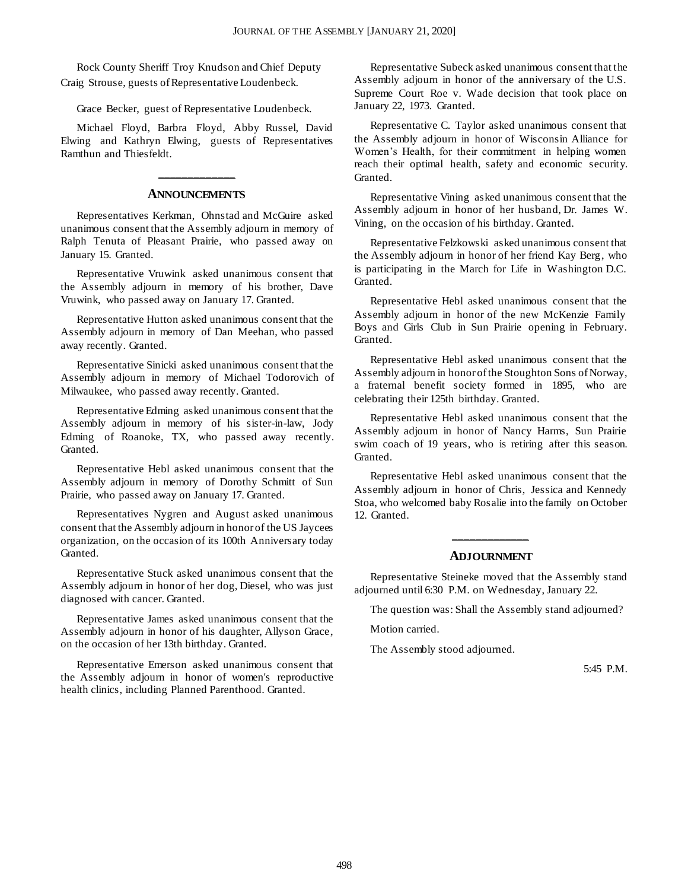Rock County Sheriff Troy Knudson and Chief Deputy Craig Strouse, guests of Representative Loudenbeck.

Grace Becker, guest of Representative Loudenbeck.

Michael Floyd, Barbra Floyd, Abby Russel, David Elwing and Kathryn Elwing, guests of Representatives Ramthun and Thiesfeldt.

---

## ANNOUNCEMENTS

Representatives Kerkman, Ohnstad and McGuire asked unanimous consent that the Assembly adjourn in memory of Ralph Tenuta of Pleasant Prairie, who passed away on January 15. Granted.

Representative Vruwink asked unanimous consent that the Assembly adjourn in memory of his brother, Dave Vruwink, who passed away on January 17. Granted.

Representative Hutton asked unanimous consent that the Assembly adjourn in memory of Dan Meehan, who passed away recently. Granted.

Representative Sinicki asked unanimous consent that the Assembly adjourn in memory of Michael Todorovich of Milwaukee, who passed away recently. Granted.

Representative Edming asked unanimous consent that the Assembly adjourn in memory of his sister-in-law, Jody Edming of Roanoke, TX, who passed away recently. Granted.

Representative Hebl asked unanimous consent that the Assembly adjourn in memory of Dorothy Schmitt of Sun Prairie, who passed away on January 17. Granted.

Representatives Nygren and August asked unanimous consent that the Assembly adjourn in honor of the US Jaycees organization, on the occasion of its 100th Anniversary today Granted.

Representative Stuck asked unanimous consent that the Assembly adjourn in honor of her dog, Diesel, who was just diagnosed with cancer. Granted.

Representative James asked unanimous consent that the Assembly adjourn in honor of his daughter, Allyson Grace, on the occasion of her 13th birthday. Granted.

Representative Emerson asked unanimous consent that the Assembly adjourn in honor of women's reproductive health clinics, including Planned Parenthood. Granted.

Representative Subeck asked unanimous consent that the Assembly adjourn in honor of the anniversary of the U.S. Supreme Court Roe v. Wade decision that took place on January 22, 1973. Granted.

Representative C. Taylor asked unanimous consent that the Assembly adjourn in honor of Wisconsin Alliance for Women's Health, for their commitment in helping women reach their optimal health, safety and economic security. Granted.

Representative Vining asked unanimous consent that the Assembly adjourn in honor of her husband, Dr. James W. Vining, on the occasion of his birthday. Granted.

Representative Felzkowski asked unanimous consent that the Assembly adjourn in honor of her friend Kay Berg, who is participating in the March for Life in Washington D.C. Granted.

Representative Hebl asked unanimous consent that the Assembly adjourn in honor of the new McKenzie Family Boys and Girls Club in Sun Prairie opening in February. Granted.

Representative Hebl asked unanimous consent that the Assembly adjourn in honor of the Stoughton Sons of Norway, a fraternal benefit society formed in 1895, who are celebrating their 125th birthday. Granted.

Representative Hebl asked unanimous consent that the Assembly adjourn in honor of Nancy Harms, Sun Prairie swim coach of 19 years, who is retiring after this season. Granted.

Representative Hebl asked unanimous consent that the Assembly adjourn in honor of Chris, Jessica and Kennedy Stoa, who welcomed baby Rosalie into the family on October 12. Granted.

---

## ADJOURNMENT

Representative Steineke moved that the Assembly stand adjourned until 6:30 P.M. on Wednesday, January 22.

The question was: Shall the Assembly stand adjourned?

Motion carried.

The Assembly stood adjourned.

5:45 P.M.